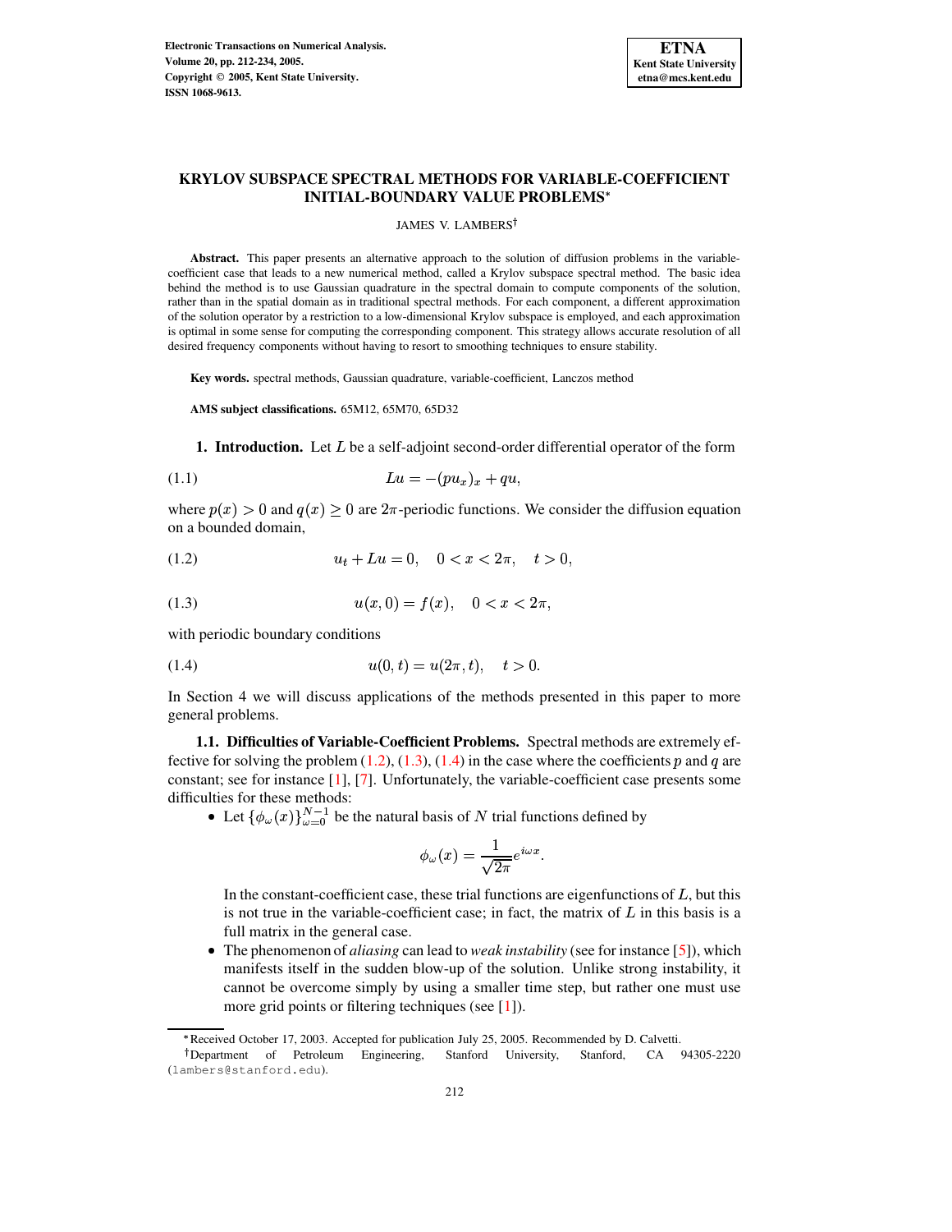# KRYLOV SUBSPACE SPECTRAL METHODS FOR VARIABLE-COEFFICIENT INITIAL-BOUNDARY VALUE PROBLEMS*

JAMES V. LAMBERS†

**Abstract.** This paper presents an alternative approach to the solution of diffusion problems in the variable-coefficient case that leads to a new numerical method, called a Krylov subspace spectral method. The basic idea behind the method is to use Gaussian quadrature in the spectral domain to compute components of the solution, rather than in the spatial domain as in traditional spectral methods. For each component, a different approximation of the solution operator by a restriction to a low-dimensional Krylov subspace is employed, and each approximation is optimal in some sense for computing the corresponding component. This strategy allows accurate resolution of all desired frequency components without having to resort to smoothing techniques to ensure stability.

**Key words.** spectral methods, Gaussian quadrature, variable-coefficient, Lanczos method

**AMS subject classifications.** 65M12, 65M70, 65D32

## 1. Introduction.

Let $L$ be a self-adjoint second-order differential operator of the form

$$Lu = -(pu_x)_x + qu, \tag{1.1}$$

where $p(x) > 0$ and $q(x) \geq 0$ are $2\pi$-periodic functions. We consider the diffusion equation on a bounded domain,

$$u_t + Lu = 0, \quad 0 < x < 2\pi, \quad t > 0, \tag{1.2}$$

$$u(x,0) = f(x), \quad 0 < x < 2\pi, \tag{1.3}$$

with periodic boundary conditions

$$u(0,t) = u(2\pi,t), \quad t > 0. \tag{1.4}$$

In Section 4 we will discuss applications of the methods presented in this paper to more general problems.

### 1.1. Difficulties of Variable-Coefficient Problems.

Spectral methods are extremely effective for solving the problem (1.2), (1.3), (1.4) in the case where the coefficients $p$ and $q$ are constant; see for instance [1], [7]. Unfortunately, the variable-coefficient case presents some difficulties for these methods:

- Let $\{\phi_\omega(x)\}_{\omega=0}^{N-1}$ be the natural basis of $N$ trial functions defined by

  $$\phi_\omega(x) = \frac{1}{\sqrt{2\pi}} e^{i\omega x}.$$

  In the constant-coefficient case, these trial functions are eigenfunctions of $L$, but this is not true in the variable-coefficient case; in fact, the matrix of $L$ in this basis is a full matrix in the general case.
- The phenomenon of *aliasing* can lead to *weak instability* (see for instance [5]), which manifests itself in the sudden blow-up of the solution. Unlike strong instability, it cannot be overcome simply by using a smaller time step, but rather one must use more grid points or filtering techniques (see [1]).

*Received October 17, 2003. Accepted for publication July 25, 2005. Recommended by D. Calvetti.

†Department of Petroleum Engineering, Stanford University, Stanford, CA 94305-2220 (lambers@stanford.edu).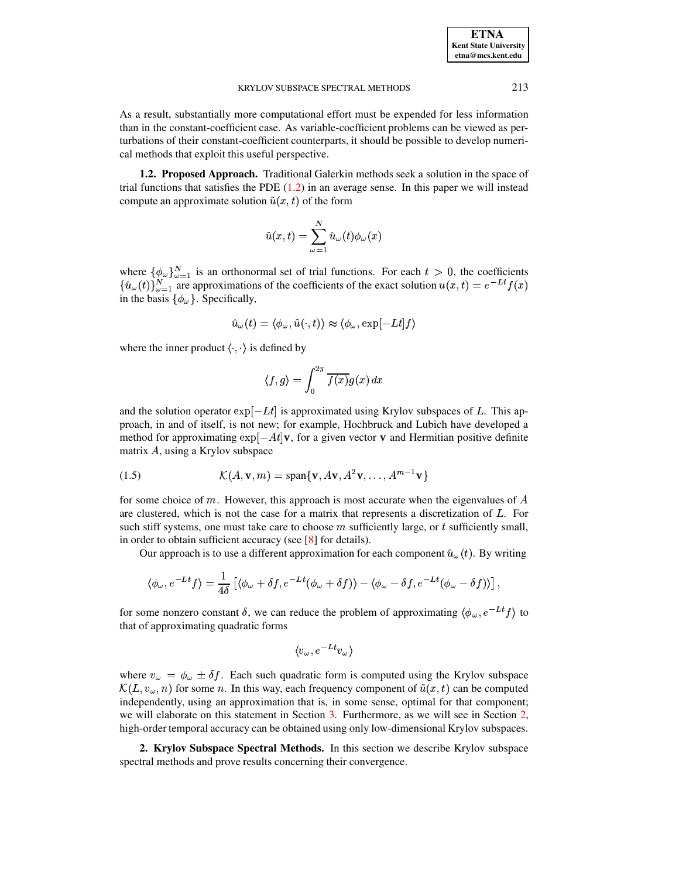As a result, substantially more computational effort must be expended for less information than in the constant-coefficient case. As variable-coefficient problems can be viewed as perturbations of their constant-coefficient counterparts, it should be possible to develop numerical methods that exploit this useful perspective.

**1.2. Proposed Approach.** Traditional Galerkin methods seek a solution in the space of trial functions that satisfies the PDE (1.2) in an average sense. In this paper we will instead compute an approximate solution $\tilde{u}(x,t)$ of the form

$$\tilde{u}(x,t) = \sum_{\omega=1}^{N} \hat{u}_\omega(t)\phi_\omega(x)$$

where $\{\phi_\omega\}_{\omega=1}^N$ is an orthonormal set of trial functions. For each $t > 0$, the coefficients $\{\hat{u}_\omega(t)\}_{\omega=1}^N$ are approximations of the coefficients of the exact solution $u(x,t) = e^{-Lt}f(x)$ in the basis $\{\phi_\omega\}$. Specifically,

$$\hat{u}_\omega(t) = \langle \phi_\omega, \tilde{u}(\cdot, t)\rangle \approx \langle \phi_\omega, \exp[-Lt]f\rangle$$

where the inner product $\langle \cdot, \cdot \rangle$ is defined by

$$\langle f, g\rangle = \int_0^{2\pi} \overline{f(x)}g(x)\,dx$$

and the solution operator $\exp[-Lt]$ is approximated using Krylov subspaces of $L$. This approach, in and of itself, is not new; for example, Hochbruck and Lubich have developed a method for approximating $\exp[-At]\mathbf{v}$, for a given vector $\mathbf{v}$ and Hermitian positive definite matrix $A$, using a Krylov subspace

$$\mathcal{K}(A, \mathbf{v}, m) = \text{span}\{\mathbf{v}, A\mathbf{v}, A^2\mathbf{v}, \ldots, A^{m-1}\mathbf{v}\} \tag{1.5}$$

for some choice of $m$. However, this approach is most accurate when the eigenvalues of $A$ are clustered, which is not the case for a matrix that represents a discretization of $L$. For such stiff systems, one must take care to choose $m$ sufficiently large, or $t$ sufficiently small, in order to obtain sufficient accuracy (see [8] for details).

Our approach is to use a different approximation for each component $\hat{u}_\omega(t)$. By writing

$$\langle \phi_\omega, e^{-Lt}f\rangle = \frac{1}{4\delta}\left[\langle \phi_\omega + \delta f, e^{-Lt}(\phi_\omega + \delta f)\rangle - \langle \phi_\omega - \delta f, e^{-Lt}(\phi_\omega - \delta f)\rangle\right],$$

for some nonzero constant $\delta$, we can reduce the problem of approximating $\langle \phi_\omega, e^{-Lt}f\rangle$ to that of approximating quadratic forms

$$\langle v_\omega, e^{-Lt}v_\omega\rangle$$

where $v_\omega = \phi_\omega \pm \delta f$. Each such quadratic form is computed using the Krylov subspace $\mathcal{K}(L, v_\omega, n)$ for some $n$. In this way, each frequency component of $\tilde{u}(x,t)$ can be computed independently, using an approximation that is, in some sense, optimal for that component; we will elaborate on this statement in Section 3. Furthermore, as we will see in Section 2, high-order temporal accuracy can be obtained using only low-dimensional Krylov subspaces.

## 2. Krylov Subspace Spectral Methods.

In this section we describe Krylov subspace spectral methods and prove results concerning their convergence.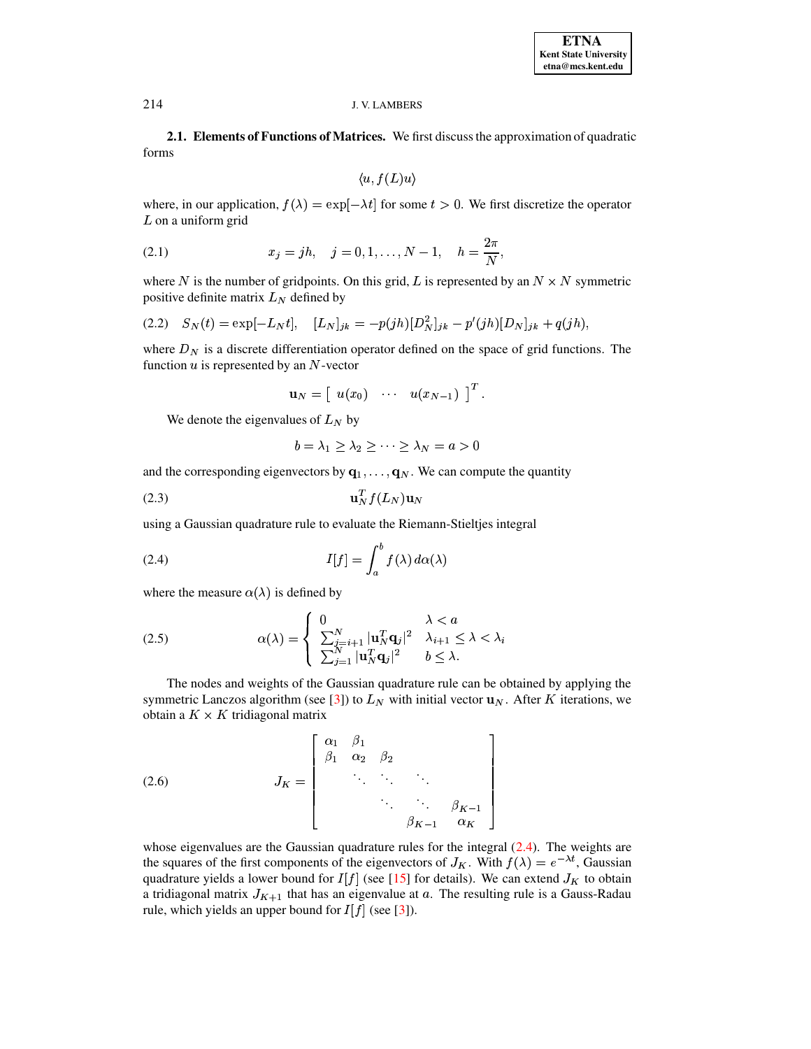**2.1. Elements of Functions of Matrices.** We first discuss the approximation of quadratic forms

$$\langle u, f(L)u \rangle$$

where, in our application, $f(\lambda) = \exp[-\lambda t]$ for some $t > 0$. We first discretize the operator $L$ on a uniform grid

$$x_j = jh, \quad j = 0, 1, \ldots, N-1, \quad h = \frac{2\pi}{N}, \tag{2.1}$$

where $N$ is the number of gridpoints. On this grid, $L$ is represented by an $N \times N$ symmetric positive definite matrix $L_N$ defined by

$$S_N(t) = \exp[-L_N t], \quad [L_N]_{jk} = -p(jh)[D_N^2]_{jk} - p'(jh)[D_N]_{jk} + q(jh), \tag{2.2}$$

where $D_N$ is a discrete differentiation operator defined on the space of grid functions. The function $u$ is represented by an $N$-vector

$$\mathbf{u}_N = \left[ \begin{array}{ccc} u(x_0) & \cdots & u(x_{N-1}) \end{array} \right]^T.$$

We denote the eigenvalues of $L_N$ by

$$b = \lambda_1 \geq \lambda_2 \geq \cdots \geq \lambda_N = a > 0$$

and the corresponding eigenvectors by $\mathbf{q}_1, \ldots, \mathbf{q}_N$. We can compute the quantity

$$\mathbf{u}_N^T f(L_N) \mathbf{u}_N \tag{2.3}$$

using a Gaussian quadrature rule to evaluate the Riemann-Stieltjes integral

$$I[f] = \int_a^b f(\lambda)\, d\alpha(\lambda) \tag{2.4}$$

where the measure $\alpha(\lambda)$ is defined by

$$\alpha(\lambda) = \left\{ \begin{array}{ll} 0 & \lambda < a \\ \sum_{j=i+1}^N |\mathbf{u}_N^T \mathbf{q}_j|^2 & \lambda_{i+1} \leq \lambda < \lambda_i \\ \sum_{j=1}^N |\mathbf{u}_N^T \mathbf{q}_j|^2 & b \leq \lambda. \end{array} \right. \tag{2.5}$$

The nodes and weights of the Gaussian quadrature rule can be obtained by applying the symmetric Lanczos algorithm (see [3]) to $L_N$ with initial vector $\mathbf{u}_N$. After $K$ iterations, we obtain a $K \times K$ tridiagonal matrix

$$J_K = \left[ \begin{array}{ccccc} \alpha_1 & \beta_1 & & & \\ \beta_1 & \alpha_2 & \beta_2 & & \\ & \ddots & \ddots & \ddots & \\ & & \ddots & \ddots & \beta_{K-1} \\ & & & \beta_{K-1} & \alpha_K \end{array} \right] \tag{2.6}$$

whose eigenvalues are the Gaussian quadrature rules for the integral (2.4). The weights are the squares of the first components of the eigenvectors of $J_K$. With $f(\lambda) = e^{-\lambda t}$, Gaussian quadrature yields a lower bound for $I[f]$ (see [15] for details). We can extend $J_K$ to obtain a tridiagonal matrix $J_{K+1}$ that has an eigenvalue at $a$. The resulting rule is a Gauss-Radau rule, which yields an upper bound for $I[f]$ (see [3]).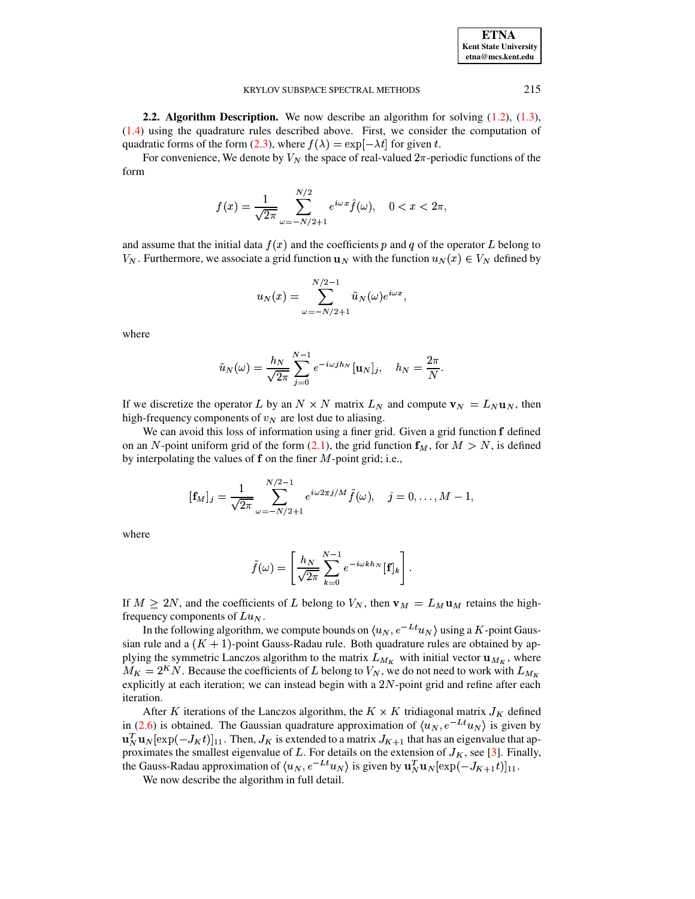**2.2. Algorithm Description.** We now describe an algorithm for solving (1.2), (1.3), (1.4) using the quadrature rules described above. First, we consider the computation of quadratic forms of the form (2.3), where $f(\lambda) = \exp[-\lambda t]$ for given $t$.

For convenience, We denote by $V_N$ the space of real-valued $2\pi$-periodic functions of the form

$$f(x) = \frac{1}{\sqrt{2\pi}} \sum_{\omega=-N/2+1}^{N/2} e^{i\omega x} \hat{f}(\omega), \quad 0 < x < 2\pi,$$

and assume that the initial data $f(x)$ and the coefficients $p$ and $q$ of the operator $L$ belong to $V_N$. Furthermore, we associate a grid function $\mathbf{u}_N$ with the function $u_N(x) \in V_N$ defined by

$$u_N(x) = \sum_{\omega=-N/2+1}^{N/2-1} \tilde{u}_N(\omega) e^{i\omega x},$$

where

$$\tilde{u}_N(\omega) = \frac{h_N}{\sqrt{2\pi}} \sum_{j=0}^{N-1} e^{-i\omega j h_N} [\mathbf{u}_N]_j, \quad h_N = \frac{2\pi}{N}.$$

If we discretize the operator $L$ by an $N \times N$ matrix $L_N$ and compute $\mathbf{v}_N = L_N \mathbf{u}_N$, then high-frequency components of $v_N$ are lost due to aliasing.

We can avoid this loss of information using a finer grid. Given a grid function $\mathbf{f}$ defined on an $N$-point uniform grid of the form (2.1), the grid function $\mathbf{f}_M$, for $M > N$, is defined by interpolating the values of $\mathbf{f}$ on the finer $M$-point grid; i.e.,

$$[\mathbf{f}_M]_j = \frac{1}{\sqrt{2\pi}} \sum_{\omega=-N/2+1}^{N/2-1} e^{i\omega 2\pi j/M} \tilde{f}(\omega), \quad j = 0, \ldots, M-1,$$

where

$$\tilde{f}(\omega) = \left[ \frac{h_N}{\sqrt{2\pi}} \sum_{k=0}^{N-1} e^{-i\omega k h_N} [\mathbf{f}]_k \right].$$

If $M \geq 2N$, and the coefficients of $L$ belong to $V_N$, then $\mathbf{v}_M = L_M \mathbf{u}_M$ retains the high-frequency components of $L u_N$.

In the following algorithm, we compute bounds on $\langle u_N, e^{-Lt} u_N \rangle$ using a $K$-point Gaussian rule and a $(K+1)$-point Gauss-Radau rule. Both quadrature rules are obtained by applying the symmetric Lanczos algorithm to the matrix $L_{M_K}$ with initial vector $\mathbf{u}_{M_K}$, where $M_K = 2^K N$. Because the coefficients of $L$ belong to $V_N$, we do not need to work with $L_{M_K}$ explicitly at each iteration; we can instead begin with a $2N$-point grid and refine after each iteration.

After $K$ iterations of the Lanczos algorithm, the $K \times K$ tridiagonal matrix $J_K$ defined in (2.6) is obtained. The Gaussian quadrature approximation of $\langle u_N, e^{-Lt} u_N \rangle$ is given by $\mathbf{u}_N^T \mathbf{u}_N [\exp(-J_K t)]_{11}$. Then, $J_K$ is extended to a matrix $J_{K+1}$ that has an eigenvalue that approximates the smallest eigenvalue of $L$. For details on the extension of $J_K$, see [3]. Finally, the Gauss-Radau approximation of $\langle u_N, e^{-Lt} u_N \rangle$ is given by $\mathbf{u}_N^T \mathbf{u}_N [\exp(-J_{K+1} t)]_{11}$.

We now describe the algorithm in full detail.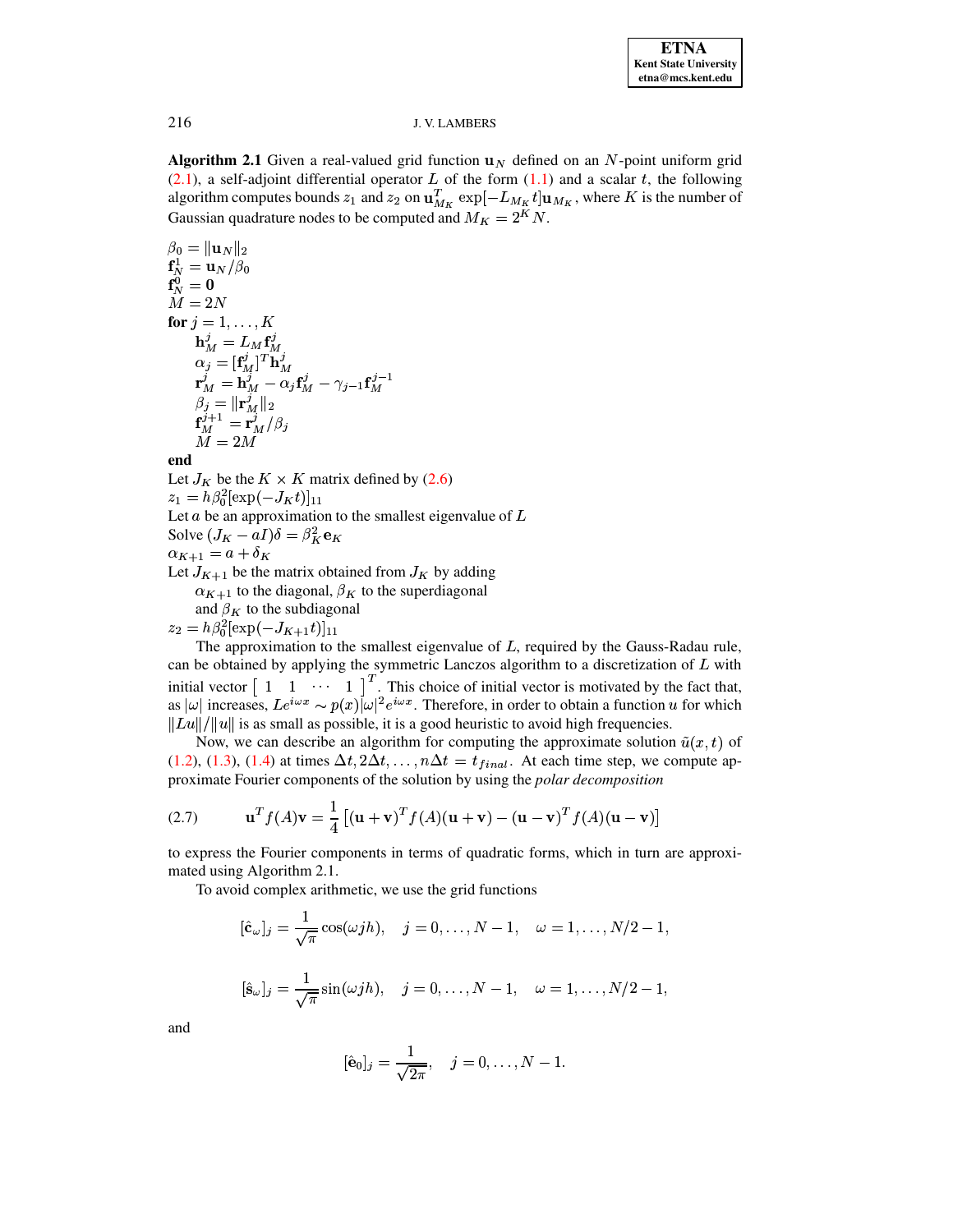**Algorithm 2.1** Given a real-valued grid function $\mathbf{u}_N$ defined on an $N$-point uniform grid (2.1), a self-adjoint differential operator $L$ of the form (1.1) and a scalar $t$, the following algorithm computes bounds $z_1$ and $z_2$ on $\mathbf{u}_{M_K}^T \exp[-L_{M_K} t]\mathbf{u}_{M_K}$, where $K$ is the number of Gaussian quadrature nodes to be computed and $M_K = 2^K N$.

$\beta_0 = \|\mathbf{u}_N\|_2$
$\mathbf{f}_N^1 = \mathbf{u}_N/\beta_0$
$\mathbf{f}_N^0 = \mathbf{0}$
$M = 2N$
**for** $j = 1, \ldots, K$
    $\mathbf{h}_M^j = L_M \mathbf{f}_M^j$
    $\alpha_j = [\mathbf{f}_M^j]^T \mathbf{h}_M^j$
    $\mathbf{r}_M^j = \mathbf{h}_M^j - \alpha_j \mathbf{f}_M^j - \gamma_{j-1}\mathbf{f}_M^{j-1}$
    $\beta_j = \|\mathbf{r}_M^j\|_2$
    $\mathbf{f}_M^{j+1} = \mathbf{r}_M^j/\beta_j$
    $M = 2M$
**end**
Let $J_K$ be the $K \times K$ matrix defined by (2.6)
$z_1 = h\beta_0^2[\exp(-J_K t)]_{11}$
Let $a$ be an approximation to the smallest eigenvalue of $L$
Solve $(J_K - aI)\delta = \beta_K^2 \mathbf{e}_K$
$\alpha_{K+1} = a + \delta_K$
Let $J_{K+1}$ be the matrix obtained from $J_K$ by adding
    $\alpha_{K+1}$ to the diagonal, $\beta_K$ to the superdiagonal
    and $\beta_K$ to the subdiagonal
$z_2 = h\beta_0^2[\exp(-J_{K+1} t)]_{11}$

The approximation to the smallest eigenvalue of $L$, required by the Gauss-Radau rule, can be obtained by applying the symmetric Lanczos algorithm to a discretization of $L$ with initial vector $\begin{bmatrix} 1 & 1 & \cdots & 1 \end{bmatrix}^T$. This choice of initial vector is motivated by the fact that, as $|\omega|$ increases, $Le^{i\omega x} \sim p(x)|\omega|^2 e^{i\omega x}$. Therefore, in order to obtain a function $u$ for which $\|Lu\|/\|u\|$ is as small as possible, it is a good heuristic to avoid high frequencies.

Now, we can describe an algorithm for computing the approximate solution $\tilde{u}(x,t)$ of (1.2), (1.3), (1.4) at times $\Delta t, 2\Delta t, \ldots, n\Delta t = t_{final}$. At each time step, we compute approximate Fourier components of the solution by using the *polar decomposition*

$$\mathbf{u}^T f(A)\mathbf{v} = \frac{1}{4}\left[(\mathbf{u}+\mathbf{v})^T f(A)(\mathbf{u}+\mathbf{v}) - (\mathbf{u}-\mathbf{v})^T f(A)(\mathbf{u}-\mathbf{v})\right] \tag{2.7}$$

to express the Fourier components in terms of quadratic forms, which in turn are approximated using Algorithm 2.1.

To avoid complex arithmetic, we use the grid functions

$$[\hat{\mathbf{c}}_\omega]_j = \frac{1}{\sqrt{\pi}}\cos(\omega j h), \quad j = 0, \ldots, N-1, \quad \omega = 1, \ldots, N/2-1,$$

$$[\hat{\mathbf{s}}_\omega]_j = \frac{1}{\sqrt{\pi}}\sin(\omega j h), \quad j = 0, \ldots, N-1, \quad \omega = 1, \ldots, N/2-1,$$

and

$$[\hat{\mathbf{e}}_0]_j = \frac{1}{\sqrt{2\pi}}, \quad j = 0, \ldots, N-1.$$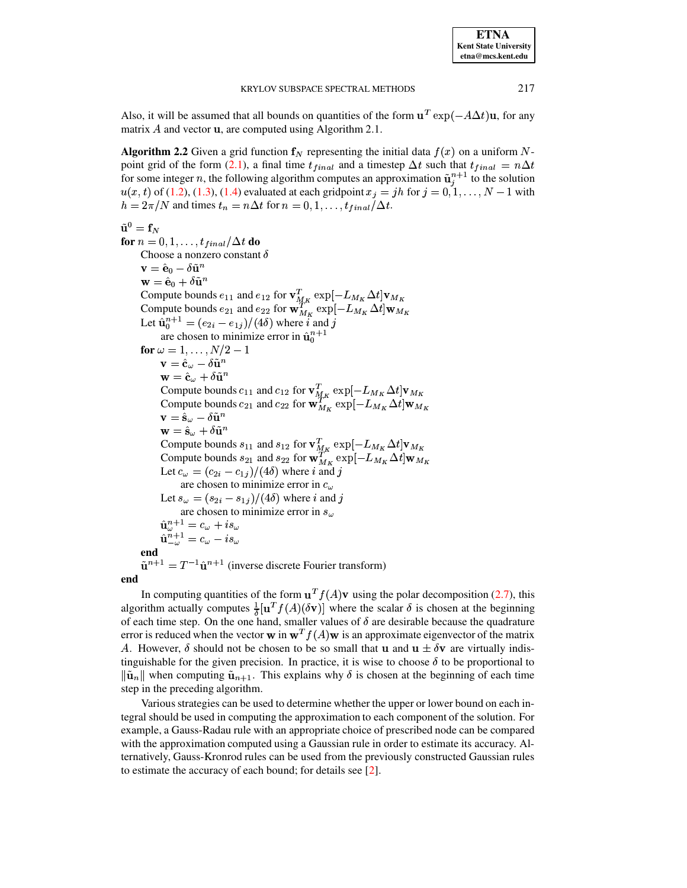Also, it will be assumed that all bounds on quantities of the form $\mathbf{u}^T \exp(-A\Delta t)\mathbf{u}$, for any matrix $A$ and vector $\mathbf{u}$, are computed using Algorithm 2.1.

**Algorithm 2.2** Given a grid function $\mathbf{f}_N$ representing the initial data $f(x)$ on a uniform $N$-point grid of the form (2.1), a final time $t_{final}$ and a timestep $\Delta t$ such that $t_{final} = n\Delta t$ for some integer $n$, the following algorithm computes an approximation $\tilde{\mathbf{u}}_j^{n+1}$ to the solution $u(x,t)$ of (1.2), (1.3), (1.4) evaluated at each gridpoint $x_j = jh$ for $j = 0, 1, \ldots, N-1$ with $h = 2\pi/N$ and times $t_n = n\Delta t$ for $n = 0, 1, \ldots, t_{final}/\Delta t$.

$\tilde{\mathbf{u}}^0 = \mathbf{f}_N$  
**for** $n = 0, 1, \ldots, t_{final}/\Delta t$ **do**  
  Choose a nonzero constant $\delta$  
  $\mathbf{v} = \hat{\mathbf{e}}_0 - \delta\tilde{\mathbf{u}}^n$  
  $\mathbf{w} = \hat{\mathbf{e}}_0 + \delta\tilde{\mathbf{u}}^n$  
  Compute bounds $e_{11}$ and $e_{12}$ for $\mathbf{v}_{M_K}^T \exp[-L_{M_K}\Delta t]\mathbf{v}_{M_K}$  
  Compute bounds $e_{21}$ and $e_{22}$ for $\mathbf{w}_{M_K}^T \exp[-L_{M_K}\Delta t]\mathbf{w}_{M_K}$  
  Let $\hat{\mathbf{u}}_0^{n+1} = (e_{2i} - e_{1j})/(4\delta)$ where $i$ and $j$  
    are chosen to minimize error in $\hat{\mathbf{u}}_0^{n+1}$  
  **for** $\omega = 1, \ldots, N/2 - 1$  
    $\mathbf{v} = \hat{\mathbf{c}}_\omega - \delta\tilde{\mathbf{u}}^n$  
    $\mathbf{w} = \hat{\mathbf{c}}_\omega + \delta\tilde{\mathbf{u}}^n$  
    Compute bounds $c_{11}$ and $c_{12}$ for $\mathbf{v}_{M_K}^T \exp[-L_{M_K}\Delta t]\mathbf{v}_{M_K}$  
    Compute bounds $c_{21}$ and $c_{22}$ for $\mathbf{w}_{M_K}^T \exp[-L_{M_K}\Delta t]\mathbf{w}_{M_K}$  
    $\mathbf{v} = \hat{\mathbf{s}}_\omega - \delta\tilde{\mathbf{u}}^n$  
    $\mathbf{w} = \hat{\mathbf{s}}_\omega + \delta\tilde{\mathbf{u}}^n$  
    Compute bounds $s_{11}$ and $s_{12}$ for $\mathbf{v}_{M_K}^T \exp[-L_{M_K}\Delta t]\mathbf{v}_{M_K}$  
    Compute bounds $s_{21}$ and $s_{22}$ for $\mathbf{w}_{M_K}^T \exp[-L_{M_K}\Delta t]\mathbf{w}_{M_K}$  
    Let $c_\omega = (c_{2i} - c_{1j})/(4\delta)$ where $i$ and $j$  
      are chosen to minimize error in $c_\omega$  
    Let $s_\omega = (s_{2i} - s_{1j})/(4\delta)$ where $i$ and $j$  
      are chosen to minimize error in $s_\omega$  
    $\hat{\mathbf{u}}_\omega^{n+1} = c_\omega + i s_\omega$  
    $\hat{\mathbf{u}}_{-\omega}^{n+1} = c_\omega - i s_\omega$  
  **end**  
  $\tilde{\mathbf{u}}^{n+1} = T^{-1}\hat{\mathbf{u}}^{n+1}$ (inverse discrete Fourier transform)  
**end**

In computing quantities of the form $\mathbf{u}^T f(A)\mathbf{v}$ using the polar decomposition (2.7), this algorithm actually computes $\frac{1}{\delta}[\mathbf{u}^T f(A)(\delta\mathbf{v})]$ where the scalar $\delta$ is chosen at the beginning of each time step. On the one hand, smaller values of $\delta$ are desirable because the quadrature error is reduced when the vector $\mathbf{w}$ in $\mathbf{w}^T f(A)\mathbf{w}$ is an approximate eigenvector of the matrix $A$. However, $\delta$ should not be chosen to be so small that $\mathbf{u}$ and $\mathbf{u} \pm \delta\mathbf{v}$ are virtually indistinguishable for the given precision. In practice, it is wise to choose $\delta$ to be proportional to $\|\tilde{\mathbf{u}}_n\|$ when computing $\tilde{\mathbf{u}}_{n+1}$. This explains why $\delta$ is chosen at the beginning of each time step in the preceding algorithm.

Various strategies can be used to determine whether the upper or lower bound on each integral should be used in computing the approximation to each component of the solution. For example, a Gauss-Radau rule with an appropriate choice of prescribed node can be compared with the approximation computed using a Gaussian rule in order to estimate its accuracy. Alternatively, Gauss-Kronrod rules can be used from the previously constructed Gaussian rules to estimate the accuracy of each bound; for details see [2].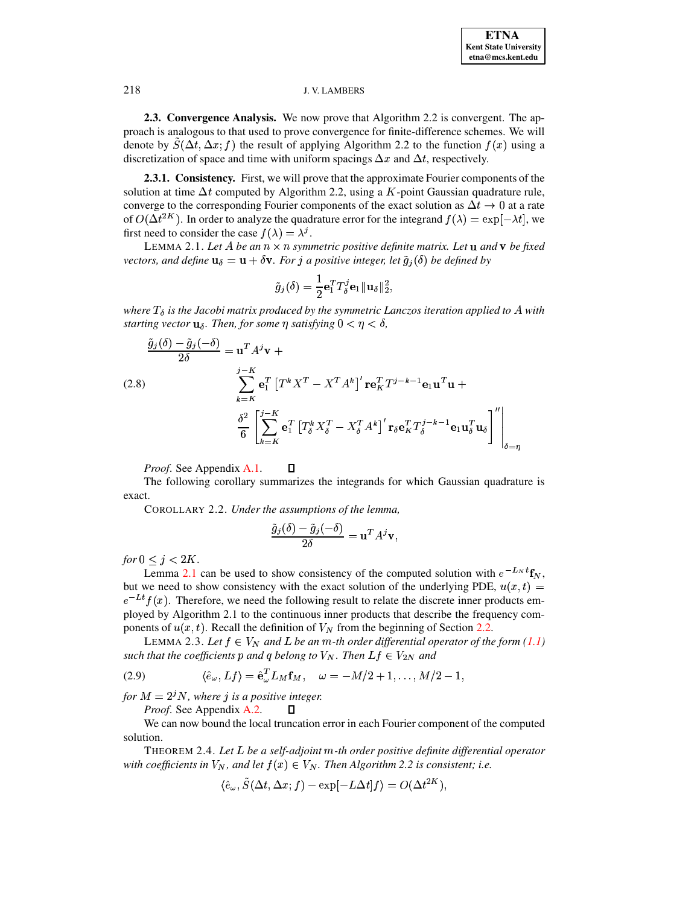**2.3. Convergence Analysis.** We now prove that Algorithm 2.2 is convergent. The approach is analogous to that used to prove convergence for finite-difference schemes. We will denote by $\tilde{S}(\Delta t, \Delta x; f)$ the result of applying Algorithm 2.2 to the function $f(x)$ using a discretization of space and time with uniform spacings $\Delta x$ and $\Delta t$, respectively.

**2.3.1. Consistency.** First, we will prove that the approximate Fourier components of the solution at time $\Delta t$ computed by Algorithm 2.2, using a $K$-point Gaussian quadrature rule, converge to the corresponding Fourier components of the exact solution as $\Delta t \to 0$ at a rate of $O(\Delta t^{2K})$. In order to analyze the quadrature error for the integrand $f(\lambda) = \exp[-\lambda t]$, we first need to consider the case $f(\lambda) = \lambda^j$.

LEMMA 2.1. *Let $A$ be an $n \times n$ symmetric positive definite matrix. Let $\mathbf{u}$ and $\mathbf{v}$ be fixed vectors, and define $\mathbf{u}_\delta = \mathbf{u} + \delta \mathbf{v}$. For $j$ a positive integer, let $\tilde{g}_j(\delta)$ be defined by*

$$\tilde{g}_j(\delta) = \frac{1}{2} \mathbf{e}_1^T T_\delta^j \mathbf{e}_1 \|\mathbf{u}_\delta\|_2^2,$$

*where $T_\delta$ is the Jacobi matrix produced by the symmetric Lanczos iteration applied to $A$ with starting vector $\mathbf{u}_\delta$. Then, for some $\eta$ satisfying $0 < \eta < \delta$,*

$$\begin{aligned}
\frac{\tilde{g}_j(\delta) - \tilde{g}_j(-\delta)}{2\delta} &= \mathbf{u}^T A^j \mathbf{v} + \\
&\sum_{k=K}^{j-K} \mathbf{e}_1^T \left[ T^k X^T - X^T A^k \right]' \mathbf{r} \mathbf{e}_K^T T^{j-k-1} \mathbf{e}_1 \mathbf{u}^T \mathbf{u} + \\
&\frac{\delta^2}{6} \left[ \sum_{k=K}^{j-K} \mathbf{e}_1^T \left[ T_\delta^k X_\delta^T - X_\delta^T A^k \right]' \mathbf{r}_\delta \mathbf{e}_K^T T_\delta^{j-k-1} \mathbf{e}_1 \mathbf{u}_\delta^T \mathbf{u}_\delta \right]'' \Bigg|_{\delta=\eta}
\end{aligned} \tag{2.8}$$

*Proof.* See Appendix A.1. $\square$

The following corollary summarizes the integrands for which Gaussian quadrature is exact.

COROLLARY 2.2. *Under the assumptions of the lemma,*

$$\frac{\tilde{g}_j(\delta) - \tilde{g}_j(-\delta)}{2\delta} = \mathbf{u}^T A^j \mathbf{v},$$

*for $0 \leq j < 2K$.*

Lemma 2.1 can be used to show consistency of the computed solution with $e^{-L_N t}\mathbf{f}_N$, but we need to show consistency with the exact solution of the underlying PDE, $u(x,t) = e^{-Lt} f(x)$. Therefore, we need the following result to relate the discrete inner products employed by Algorithm 2.1 to the continuous inner products that describe the frequency components of $u(x,t)$. Recall the definition of $V_N$ from the beginning of Section 2.2.

LEMMA 2.3. *Let $f \in V_N$ and $L$ be an $m$-th order differential operator of the form (1.1) such that the coefficients $p$ and $q$ belong to $V_N$. Then $Lf \in V_{2N}$ and*

$$\langle \hat{e}_\omega, Lf \rangle = \hat{\mathbf{e}}_\omega^T L_M \mathbf{f}_M, \quad \omega = -M/2+1, \ldots, M/2-1, \tag{2.9}$$

*for $M = 2^j N$, where $j$ is a positive integer.*

*Proof.* See Appendix A.2. $\square$

We can now bound the local truncation error in each Fourier component of the computed solution.

THEOREM 2.4. *Let $L$ be a self-adjoint $m$-th order positive definite differential operator with coefficients in $V_N$, and let $f(x) \in V_N$. Then Algorithm 2.2 is consistent; i.e.*

$$\langle \hat{e}_\omega, \tilde{S}(\Delta t, \Delta x; f) - \exp[-L\Delta t] f \rangle = O(\Delta t^{2K}),$$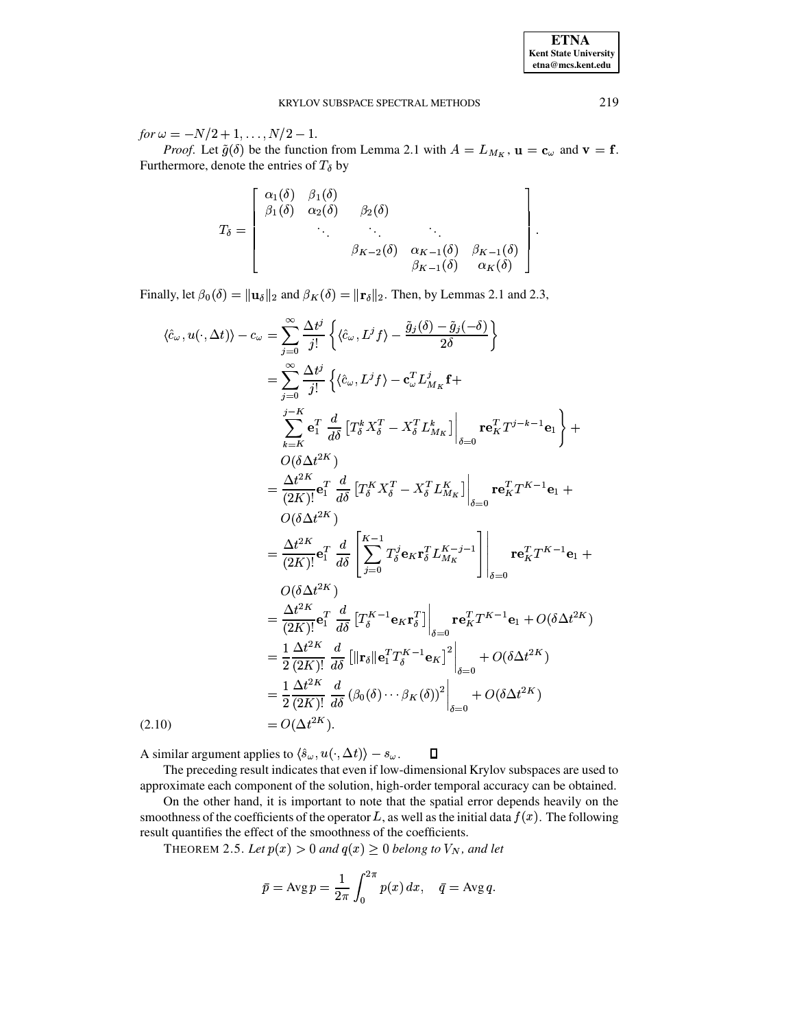*for* $\omega = -N/2+1, \ldots, N/2-1$.

*Proof.* Let $\tilde{g}(\delta)$ be the function from Lemma 2.1 with $A = L_{M_K}$, $\mathbf{u} = \mathbf{c}_\omega$ and $\mathbf{v} = \mathbf{f}$. Furthermore, denote the entries of $T_\delta$ by

$$T_\delta = \begin{bmatrix} \alpha_1(\delta) & \beta_1(\delta) & & & \\ \beta_1(\delta) & \alpha_2(\delta) & \beta_2(\delta) & & \\ & \ddots & \ddots & \ddots & \\ & & \beta_{K-2}(\delta) & \alpha_{K-1}(\delta) & \beta_{K-1}(\delta) \\ & & & \beta_{K-1}(\delta) & \alpha_K(\delta) \end{bmatrix}.$$

Finally, let $\beta_0(\delta) = \|\mathbf{u}_\delta\|_2$ and $\beta_K(\delta) = \|\mathbf{r}_\delta\|_2$. Then, by Lemmas 2.1 and 2.3,

$$\begin{aligned}
\langle \hat{c}_\omega, u(\cdot, \Delta t)\rangle - c_\omega &= \sum_{j=0}^{\infty} \frac{\Delta t^j}{j!} \left\{ \langle \hat{c}_\omega, L^j f \rangle - \frac{\tilde{g}_j(\delta) - \tilde{g}_j(-\delta)}{2\delta} \right\} \\
&= \sum_{j=0}^{\infty} \frac{\Delta t^j}{j!} \left\{ \langle \hat{c}_\omega, L^j f \rangle - \mathbf{c}_\omega^T L_{M_K}^j \mathbf{f} + \right. \\
&\qquad \left. \sum_{k=K}^{j-K} \mathbf{e}_1^T \frac{d}{d\delta} \left[ T_\delta^k X_\delta^T - X_\delta^T L_{M_K}^k \right] \Big|_{\delta=0} \mathbf{r} \mathbf{e}_K^T T^{j-k-1} \mathbf{e}_1 \right\} + \\
&\qquad O(\delta \Delta t^{2K}) \\
&= \frac{\Delta t^{2K}}{(2K)!} \mathbf{e}_1^T \frac{d}{d\delta} \left[ T_\delta^K X_\delta^T - X_\delta^T L_{M_K}^K \right] \Big|_{\delta=0} \mathbf{r} \mathbf{e}_K^T T^{K-1} \mathbf{e}_1 + \\
&\qquad O(\delta \Delta t^{2K}) \\
&= \frac{\Delta t^{2K}}{(2K)!} \mathbf{e}_1^T \frac{d}{d\delta} \left[ \sum_{j=0}^{K-1} T_\delta^j \mathbf{e}_K \mathbf{r}_\delta^T L_{M_K}^{K-j-1} \right] \Bigg|_{\delta=0} \mathbf{r} \mathbf{e}_K^T T^{K-1} \mathbf{e}_1 + \\
&\qquad O(\delta \Delta t^{2K}) \\
&= \frac{\Delta t^{2K}}{(2K)!} \mathbf{e}_1^T \frac{d}{d\delta} \left[ T_\delta^{K-1} \mathbf{e}_K \mathbf{r}_\delta^T \right] \Big|_{\delta=0} \mathbf{r} \mathbf{e}_K^T T^{K-1} \mathbf{e}_1 + O(\delta \Delta t^{2K}) \\
&= \frac{1}{2} \frac{\Delta t^{2K}}{(2K)!} \frac{d}{d\delta} \left[ \|\mathbf{r}_\delta\| \mathbf{e}_1^T T_\delta^{K-1} \mathbf{e}_K \right]^2 \Big|_{\delta=0} + O(\delta \Delta t^{2K}) \\
&= \frac{1}{2} \frac{\Delta t^{2K}}{(2K)!} \frac{d}{d\delta} \left( \beta_0(\delta) \cdots \beta_K(\delta) \right)^2 \Big|_{\delta=0} + O(\delta \Delta t^{2K}) \\
&= O(\Delta t^{2K}). \qquad (2.10)
\end{aligned}$$

A similar argument applies to $\langle \hat{s}_\omega, u(\cdot, \Delta t)\rangle - s_\omega$. $\square$

The preceding result indicates that even if low-dimensional Krylov subspaces are used to approximate each component of the solution, high-order temporal accuracy can be obtained.

On the other hand, it is important to note that the spatial error depends heavily on the smoothness of the coefficients of the operator $L$, as well as the initial data $f(x)$. The following result quantifies the effect of the smoothness of the coefficients.

THEOREM 2.5. *Let* $p(x) > 0$ *and* $q(x) \geq 0$ *belong to* $V_N$*, and let*

$$\bar{p} = \operatorname{Avg} p = \frac{1}{2\pi} \int_0^{2\pi} p(x)\, dx, \quad \bar{q} = \operatorname{Avg} q.$$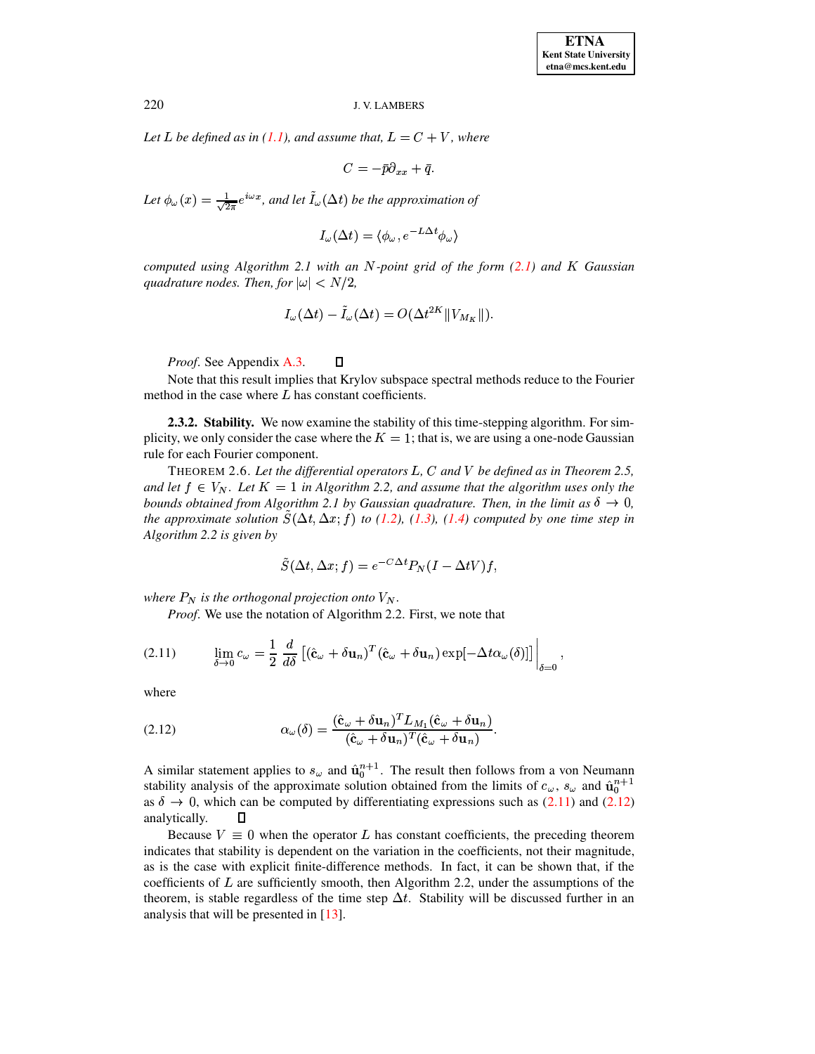*Let $L$ be defined as in (1.1), and assume that, $L = C + V$, where*

$$C = -\bar{p}\partial_{xx} + \bar{q}.$$

*Let $\phi_\omega(x) = \frac{1}{\sqrt{2\pi}}e^{i\omega x}$, and let $\tilde{I}_\omega(\Delta t)$ be the approximation of*

$$I_\omega(\Delta t) = \langle \phi_\omega, e^{-L\Delta t}\phi_\omega \rangle$$

*computed using Algorithm 2.1 with an $N$-point grid of the form (2.1) and $K$ Gaussian quadrature nodes. Then, for $|\omega| < N/2$,*

$$I_\omega(\Delta t) - \tilde{I}_\omega(\Delta t) = O(\Delta t^{2K} \| V_{M_K} \|).$$

*Proof.* See Appendix A.3. ☐

Note that this result implies that Krylov subspace spectral methods reduce to the Fourier method in the case where $L$ has constant coefficients.

**2.3.2. Stability.** We now examine the stability of this time-stepping algorithm. For simplicity, we only consider the case where the $K = 1$; that is, we are using a one-node Gaussian rule for each Fourier component.

THEOREM 2.6. *Let the differential operators $L$, $C$ and $V$ be defined as in Theorem 2.5, and let $f \in V_N$. Let $K = 1$ in Algorithm 2.2, and assume that the algorithm uses only the bounds obtained from Algorithm 2.1 by Gaussian quadrature. Then, in the limit as $\delta \to 0$, the approximate solution $\tilde{S}(\Delta t, \Delta x; f)$ to (1.2), (1.3), (1.4) computed by one time step in Algorithm 2.2 is given by*

$$\tilde{S}(\Delta t, \Delta x; f) = e^{-C\Delta t} P_N (I - \Delta t V) f,$$

*where $P_N$ is the orthogonal projection onto $V_N$.*

*Proof.* We use the notation of Algorithm 2.2. First, we note that

$$\lim_{\delta \to 0} c_\omega = \frac{1}{2} \frac{d}{d\delta} \left[ (\hat{\mathbf{c}}_\omega + \delta \mathbf{u}_n)^T (\hat{\mathbf{c}}_\omega + \delta \mathbf{u}_n) \exp[-\Delta t \alpha_\omega(\delta)] \right] \Big|_{\delta=0}, \tag{2.11}$$

where

$$\alpha_\omega(\delta) = \frac{(\hat{\mathbf{c}}_\omega + \delta \mathbf{u}_n)^T L_{M_1} (\hat{\mathbf{c}}_\omega + \delta \mathbf{u}_n)}{(\hat{\mathbf{c}}_\omega + \delta \mathbf{u}_n)^T (\hat{\mathbf{c}}_\omega + \delta \mathbf{u}_n)}. \tag{2.12}$$

A similar statement applies to $s_\omega$ and $\hat{\mathbf{u}}_0^{n+1}$. The result then follows from a von Neumann stability analysis of the approximate solution obtained from the limits of $c_\omega$, $s_\omega$ and $\hat{\mathbf{u}}_0^{n+1}$ as $\delta \to 0$, which can be computed by differentiating expressions such as (2.11) and (2.12) analytically. ☐

Because $V \equiv 0$ when the operator $L$ has constant coefficients, the preceding theorem indicates that stability is dependent on the variation in the coefficients, not their magnitude, as is the case with explicit finite-difference methods. In fact, it can be shown that, if the coefficients of $L$ are sufficiently smooth, then Algorithm 2.2, under the assumptions of the theorem, is stable regardless of the time step $\Delta t$. Stability will be discussed further in an analysis that will be presented in [13].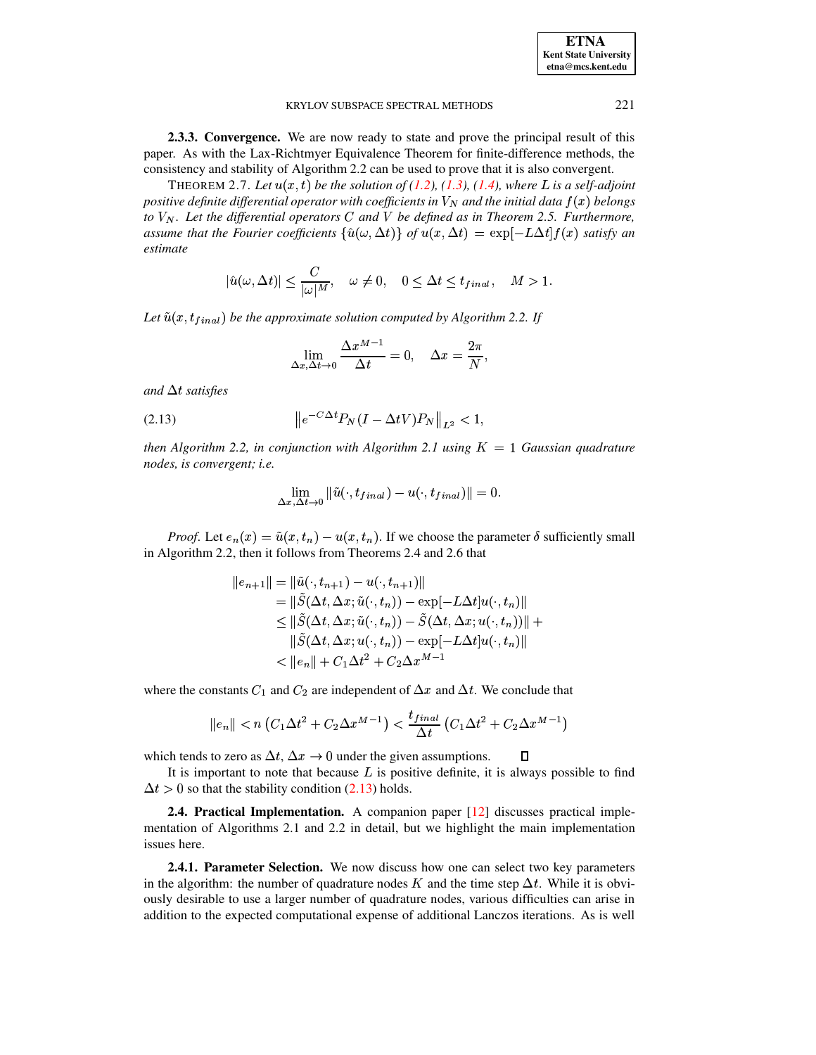**2.3.3. Convergence.** We are now ready to state and prove the principal result of this paper. As with the Lax-Richtmyer Equivalence Theorem for finite-difference methods, the consistency and stability of Algorithm 2.2 can be used to prove that it is also convergent.

THEOREM 2.7. *Let $u(x,t)$ be the solution of (1.2), (1.3), (1.4), where $L$ is a self-adjoint positive definite differential operator with coefficients in $V_N$ and the initial data $f(x)$ belongs to $V_N$. Let the differential operators $C$ and $V$ be defined as in Theorem 2.5. Furthermore, assume that the Fourier coefficients $\{\hat{u}(\omega, \Delta t)\}$ of $u(x,\Delta t) = \exp[-L\Delta t]f(x)$ satisfy an estimate*

$$|\hat{u}(\omega, \Delta t)| \leq \frac{C}{|\omega|^M}, \quad \omega \neq 0, \quad 0 \leq \Delta t \leq t_{final}, \quad M > 1.$$

*Let $\tilde{u}(x, t_{final})$ be the approximate solution computed by Algorithm 2.2. If*

$$\lim_{\Delta x, \Delta t \to 0} \frac{\Delta x^{M-1}}{\Delta t} = 0, \quad \Delta x = \frac{2\pi}{N},$$

*and $\Delta t$ satisfies*

$$\left\| e^{-C\Delta t} P_N (I - \Delta t V) P_N \right\|_{L^2} < 1, \tag{2.13}$$

*then Algorithm 2.2, in conjunction with Algorithm 2.1 using $K = 1$ Gaussian quadrature nodes, is convergent; i.e.*

$$\lim_{\Delta x, \Delta t \to 0} \|\tilde{u}(\cdot, t_{final}) - u(\cdot, t_{final})\| = 0.$$

*Proof.* Let $e_n(x) = \tilde{u}(x, t_n) - u(x, t_n)$. If we choose the parameter $\delta$ sufficiently small in Algorithm 2.2, then it follows from Theorems 2.4 and 2.6 that

$$\begin{aligned}
\|e_{n+1}\| &= \|\tilde{u}(\cdot, t_{n+1}) - u(\cdot, t_{n+1})\| \\
&= \|\tilde{S}(\Delta t, \Delta x; \tilde{u}(\cdot, t_n)) - \exp[-L\Delta t]u(\cdot, t_n)\| \\
&\leq \|\tilde{S}(\Delta t, \Delta x; \tilde{u}(\cdot, t_n)) - \tilde{S}(\Delta t, \Delta x; u(\cdot, t_n))\| + \\
&\quad\ \|\tilde{S}(\Delta t, \Delta x; u(\cdot, t_n)) - \exp[-L\Delta t]u(\cdot, t_n)\| \\
&< \|e_n\| + C_1 \Delta t^2 + C_2 \Delta x^{M-1}
\end{aligned}$$

where the constants $C_1$ and $C_2$ are independent of $\Delta x$ and $\Delta t$. We conclude that

$$\|e_n\| < n\left(C_1 \Delta t^2 + C_2 \Delta x^{M-1}\right) < \frac{t_{final}}{\Delta t}\left(C_1 \Delta t^2 + C_2 \Delta x^{M-1}\right)$$

which tends to zero as $\Delta t$, $\Delta x \to 0$ under the given assumptions. ∎

It is important to note that because $L$ is positive definite, it is always possible to find $\Delta t > 0$ so that the stability condition (2.13) holds.

**2.4. Practical Implementation.** A companion paper [12] discusses practical implementation of Algorithms 2.1 and 2.2 in detail, but we highlight the main implementation issues here.

**2.4.1. Parameter Selection.** We now discuss how one can select two key parameters in the algorithm: the number of quadrature nodes $K$ and the time step $\Delta t$. While it is obviously desirable to use a larger number of quadrature nodes, various difficulties can arise in addition to the expected computational expense of additional Lanczos iterations. As is well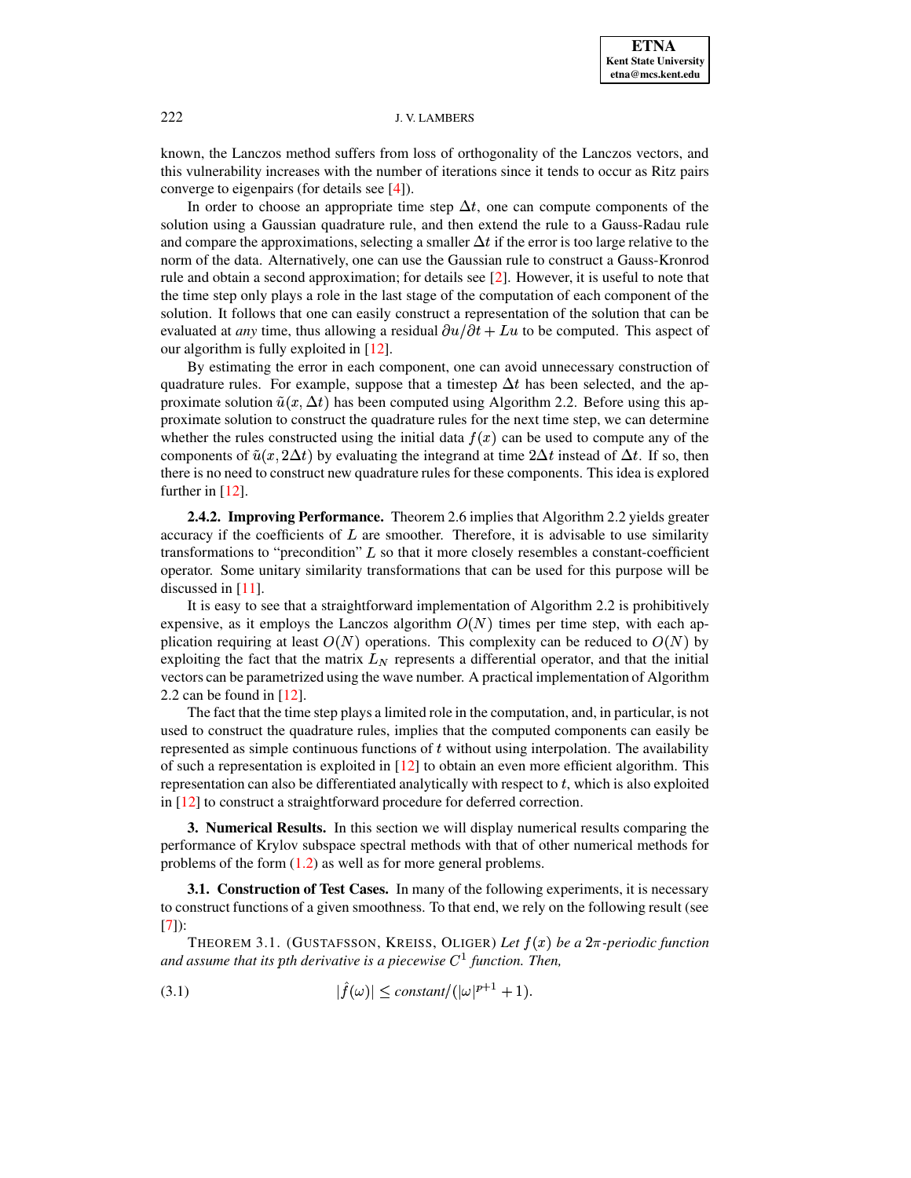known, the Lanczos method suffers from loss of orthogonality of the Lanczos vectors, and this vulnerability increases with the number of iterations since it tends to occur as Ritz pairs converge to eigenpairs (for details see [4]).

In order to choose an appropriate time step $\Delta t$, one can compute components of the solution using a Gaussian quadrature rule, and then extend the rule to a Gauss-Radau rule and compare the approximations, selecting a smaller $\Delta t$ if the error is too large relative to the norm of the data. Alternatively, one can use the Gaussian rule to construct a Gauss-Kronrod rule and obtain a second approximation; for details see [2]. However, it is useful to note that the time step only plays a role in the last stage of the computation of each component of the solution. It follows that one can easily construct a representation of the solution that can be evaluated at *any* time, thus allowing a residual $\partial u/\partial t + Lu$ to be computed. This aspect of our algorithm is fully exploited in [12].

By estimating the error in each component, one can avoid unnecessary construction of quadrature rules. For example, suppose that a timestep $\Delta t$ has been selected, and the approximate solution $\tilde{u}(x, \Delta t)$ has been computed using Algorithm 2.2. Before using this approximate solution to construct the quadrature rules for the next time step, we can determine whether the rules constructed using the initial data $f(x)$ can be used to compute any of the components of $\tilde{u}(x, 2\Delta t)$ by evaluating the integrand at time $2\Delta t$ instead of $\Delta t$. If so, then there is no need to construct new quadrature rules for these components. This idea is explored further in [12].

#### 2.4.2. Improving Performance.

Theorem 2.6 implies that Algorithm 2.2 yields greater accuracy if the coefficients of $L$ are smoother. Therefore, it is advisable to use similarity transformations to "precondition" $L$ so that it more closely resembles a constant-coefficient operator. Some unitary similarity transformations that can be used for this purpose will be discussed in [11].

It is easy to see that a straightforward implementation of Algorithm 2.2 is prohibitively expensive, as it employs the Lanczos algorithm $O(N)$ times per time step, with each application requiring at least $O(N)$ operations. This complexity can be reduced to $O(N)$ by exploiting the fact that the matrix $L_N$ represents a differential operator, and that the initial vectors can be parametrized using the wave number. A practical implementation of Algorithm 2.2 can be found in [12].

The fact that the time step plays a limited role in the computation, and, in particular, is not used to construct the quadrature rules, implies that the computed components can easily be represented as simple continuous functions of $t$ without using interpolation. The availability of such a representation is exploited in [12] to obtain an even more efficient algorithm. This representation can also be differentiated analytically with respect to $t$, which is also exploited in [12] to construct a straightforward procedure for deferred correction.

## 3. Numerical Results.

In this section we will display numerical results comparing the performance of Krylov subspace spectral methods with that of other numerical methods for problems of the form (1.2) as well as for more general problems.

### 3.1. Construction of Test Cases.

In many of the following experiments, it is necessary to construct functions of a given smoothness. To that end, we rely on the following result (see [7]):

THEOREM 3.1. (GUSTAFSSON, KREISS, OLIGER) *Let $f(x)$ be a $2\pi$-periodic function and assume that its $p$th derivative is a piecewise $C^1$ function. Then,*

$$|\hat{f}(\omega)| \leq \textit{constant}/(|\omega|^{p+1} + 1). \tag{3.1}$$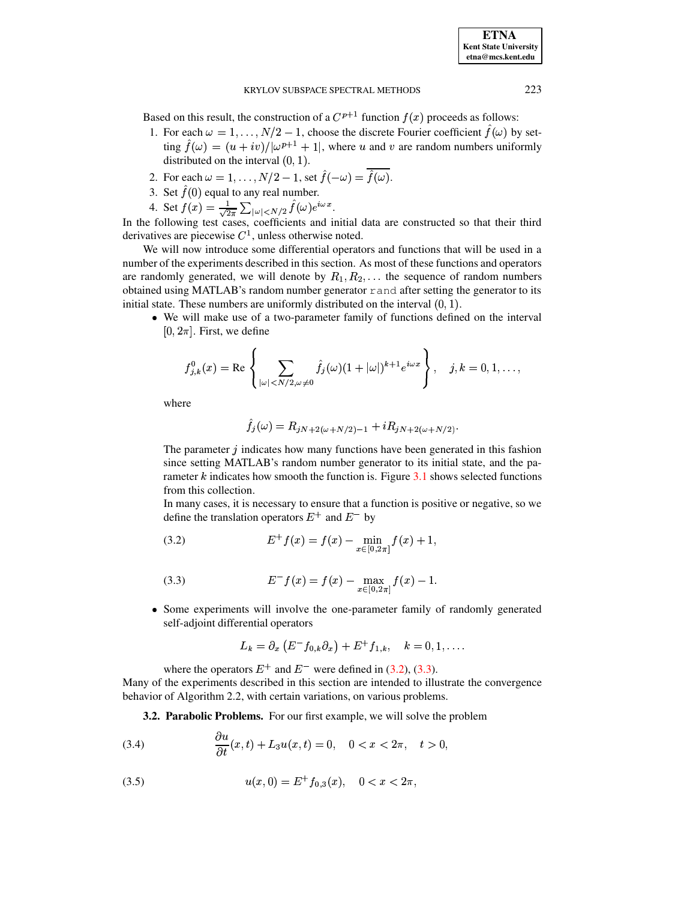Based on this result, the construction of a $C^{p+1}$ function $f(x)$ proceeds as follows:

1. For each $\omega = 1, \ldots, N/2-1$, choose the discrete Fourier coefficient $\hat{f}(\omega)$ by setting $\hat{f}(\omega) = (u + iv)/|\omega^{p+1} + 1|$, where $u$ and $v$ are random numbers uniformly distributed on the interval $(0, 1)$.
2. For each $\omega = 1, \ldots, N/2-1$, set $\hat{f}(-\omega) = \overline{\hat{f}(\omega)}$.
3. Set $\hat{f}(0)$ equal to any real number.
4. Set $f(x) = \frac{1}{\sqrt{2\pi}} \sum_{|\omega|<N/2} \hat{f}(\omega) e^{i\omega x}$.

In the following test cases, coefficients and initial data are constructed so that their third derivatives are piecewise $C^1$, unless otherwise noted.

We will now introduce some differential operators and functions that will be used in a number of the experiments described in this section. As most of these functions and operators are randomly generated, we will denote by $R_1, R_2, \ldots$ the sequence of random numbers obtained using MATLAB's random number generator `rand` after setting the generator to its initial state. These numbers are uniformly distributed on the interval $(0, 1)$.

- We will make use of a two-parameter family of functions defined on the interval $[0, 2\pi]$. First, we define

$$f^0_{j,k}(x) = \mathrm{Re}\left\{ \sum_{|\omega|<N/2, \omega\neq 0} \hat{f}_j(\omega)(1+|\omega|)^{k+1} e^{i\omega x} \right\}, \quad j, k = 0, 1, \ldots,$$

  where

$$\hat{f}_j(\omega) = R_{jN+2(\omega+N/2)-1} + iR_{jN+2(\omega+N/2)}.$$

  The parameter $j$ indicates how many functions have been generated in this fashion since setting MATLAB's random number generator to its initial state, and the parameter $k$ indicates how smooth the function is. Figure 3.1 shows selected functions from this collection.

  In many cases, it is necessary to ensure that a function is positive or negative, so we define the translation operators $E^+$ and $E^-$ by

$$E^+ f(x) = f(x) - \min_{x\in[0,2\pi]} f(x) + 1, \tag{3.2}$$

$$E^- f(x) = f(x) - \max_{x\in[0,2\pi]} f(x) - 1. \tag{3.3}$$

- Some experiments will involve the one-parameter family of randomly generated self-adjoint differential operators

$$L_k = \partial_x \left( E^- f_{0,k} \partial_x \right) + E^+ f_{1,k}, \quad k = 0, 1, \ldots.$$

  where the operators $E^+$ and $E^-$ were defined in (3.2), (3.3).

Many of the experiments described in this section are intended to illustrate the convergence behavior of Algorithm 2.2, with certain variations, on various problems.

**3.2. Parabolic Problems.** For our first example, we will solve the problem

$$\frac{\partial u}{\partial t}(x, t) + L_3 u(x, t) = 0, \quad 0 < x < 2\pi, \quad t > 0, \tag{3.4}$$

$$u(x, 0) = E^+ f_{0,3}(x), \quad 0 < x < 2\pi, \tag{3.5}$$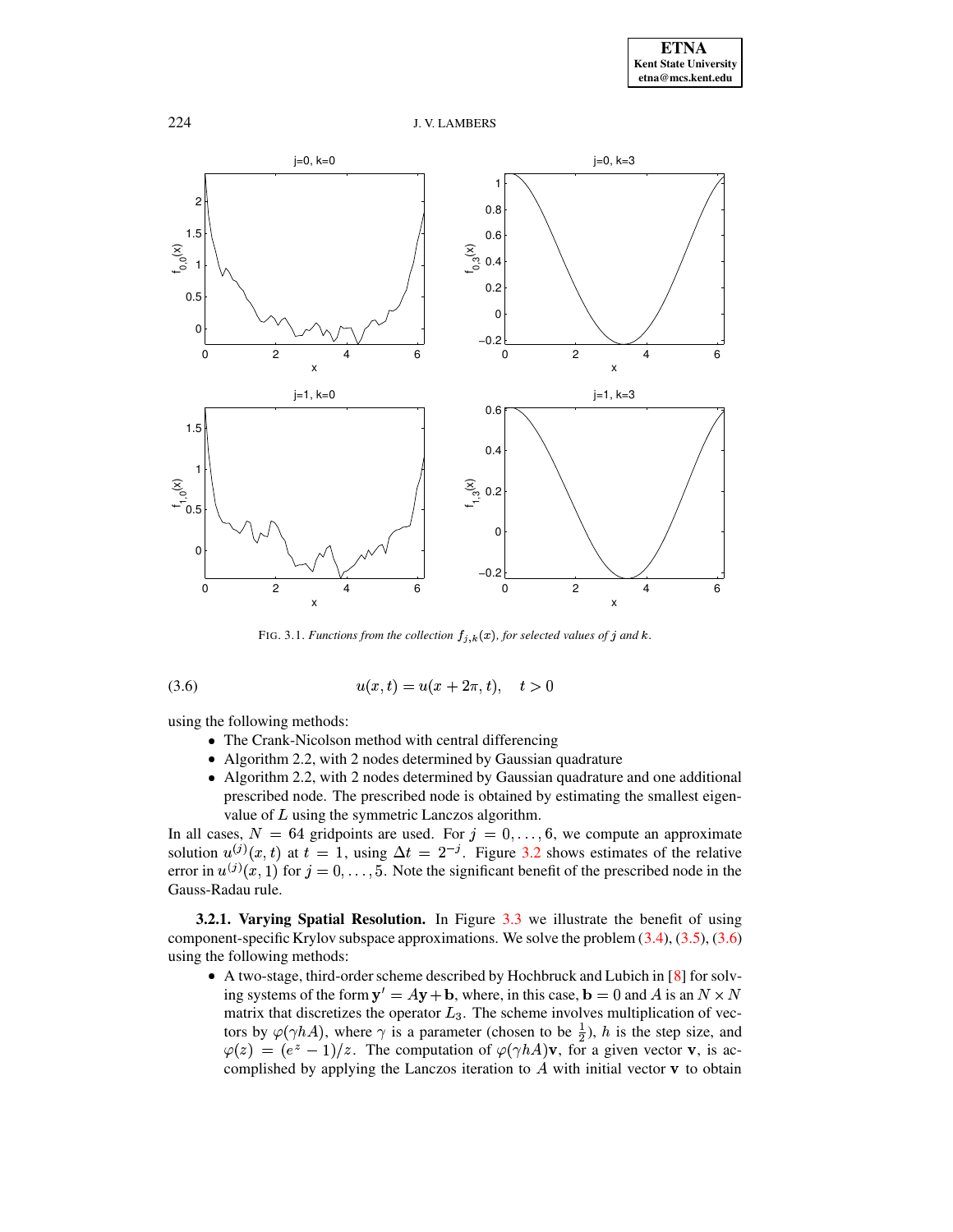FIG. 3.1. *Functions from the collection $f_{j,k}(x)$, for selected values of $j$ and $k$.*

$$u(x,t) = u(x+2\pi, t), \quad t > 0 \tag{3.6}$$

using the following methods:

- The Crank-Nicolson method with central differencing
- Algorithm 2.2, with 2 nodes determined by Gaussian quadrature
- Algorithm 2.2, with 2 nodes determined by Gaussian quadrature and one additional prescribed node. The prescribed node is obtained by estimating the smallest eigenvalue of $L$ using the symmetric Lanczos algorithm.

In all cases, $N = 64$ gridpoints are used. For $j = 0, \ldots, 6$, we compute an approximate solution $u^{(j)}(x,t)$ at $t = 1$, using $\Delta t = 2^{-j}$. Figure 3.2 shows estimates of the relative error in $u^{(j)}(x,1)$ for $j = 0, \ldots, 5$. Note the significant benefit of the prescribed node in the Gauss-Radau rule.

**3.2.1. Varying Spatial Resolution.** In Figure 3.3 we illustrate the benefit of using component-specific Krylov subspace approximations. We solve the problem (3.4), (3.5), (3.6) using the following methods:

- A two-stage, third-order scheme described by Hochbruck and Lubich in [8] for solving systems of the form $\mathbf{y}' = A\mathbf{y} + \mathbf{b}$, where, in this case, $\mathbf{b} = 0$ and $A$ is an $N \times N$ matrix that discretizes the operator $L_3$. The scheme involves multiplication of vectors by $\varphi(\gamma h A)$, where $\gamma$ is a parameter (chosen to be $\frac{1}{2}$), $h$ is the step size, and $\varphi(z) = (e^z - 1)/z$. The computation of $\varphi(\gamma h A)\mathbf{v}$, for a given vector $\mathbf{v}$, is accomplished by applying the Lanczos iteration to $A$ with initial vector $\mathbf{v}$ to obtain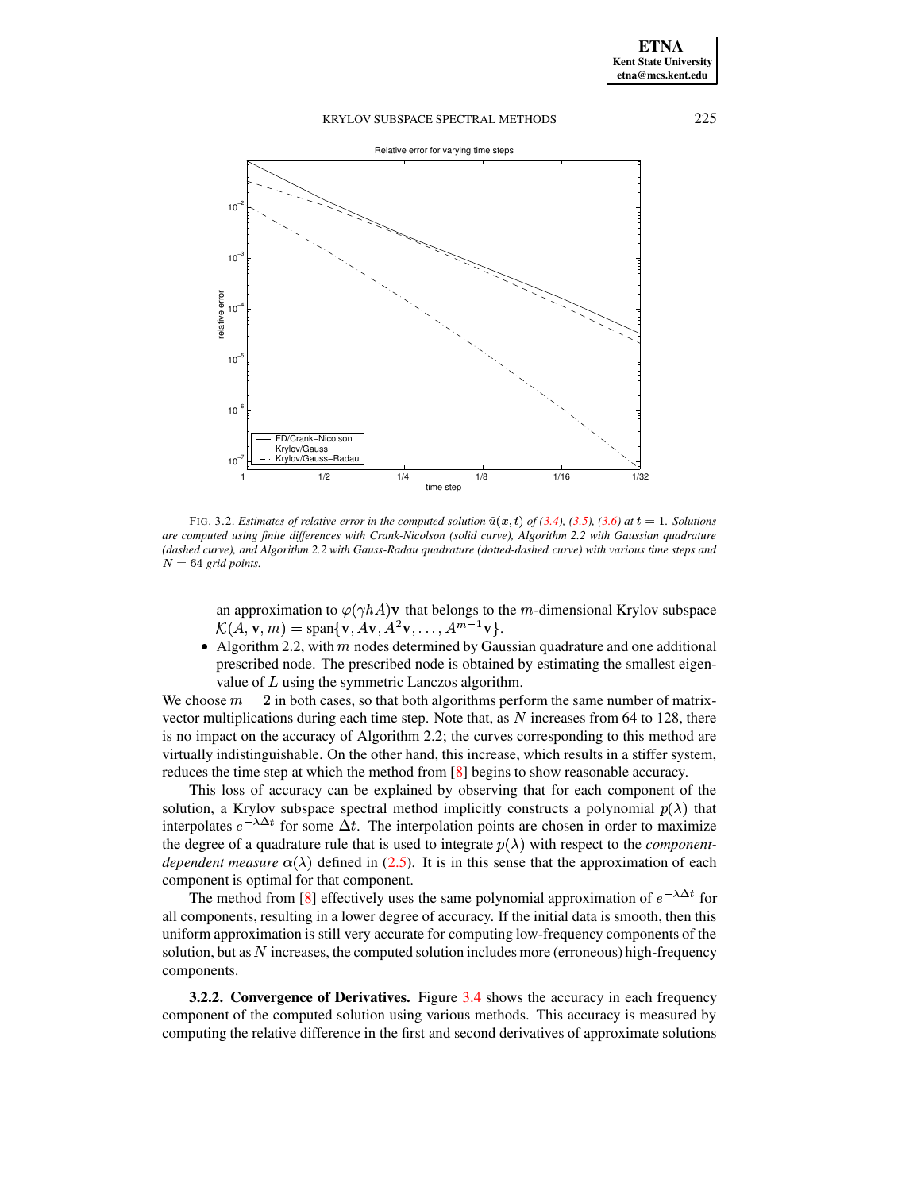FIG. 3.2. *Estimates of relative error in the computed solution $\tilde{u}(x,t)$ of (3.4), (3.5), (3.6) at $t = 1$. Solutions are computed using finite differences with Crank-Nicolson (solid curve), Algorithm 2.2 with Gaussian quadrature (dashed curve), and Algorithm 2.2 with Gauss-Radau quadrature (dotted-dashed curve) with various time steps and $N = 64$ grid points.*

an approximation to $\varphi(\gamma h A)\mathbf{v}$ that belongs to the $m$-dimensional Krylov subspace $\mathcal{K}(A, \mathbf{v}, m) = \text{span}\{\mathbf{v}, A\mathbf{v}, A^2\mathbf{v}, \ldots, A^{m-1}\mathbf{v}\}$.

- Algorithm 2.2, with $m$ nodes determined by Gaussian quadrature and one additional prescribed node. The prescribed node is obtained by estimating the smallest eigenvalue of $L$ using the symmetric Lanczos algorithm.

We choose $m = 2$ in both cases, so that both algorithms perform the same number of matrix-vector multiplications during each time step. Note that, as $N$ increases from 64 to 128, there is no impact on the accuracy of Algorithm 2.2; the curves corresponding to this method are virtually indistinguishable. On the other hand, this increase, which results in a stiffer system, reduces the time step at which the method from [8] begins to show reasonable accuracy.

This loss of accuracy can be explained by observing that for each component of the solution, a Krylov subspace spectral method implicitly constructs a polynomial $p(\lambda)$ that interpolates $e^{-\lambda \Delta t}$ for some $\Delta t$. The interpolation points are chosen in order to maximize the degree of a quadrature rule that is used to integrate $p(\lambda)$ with respect to the *component-dependent measure* $\alpha(\lambda)$ defined in (2.5). It is in this sense that the approximation of each component is optimal for that component.

The method from [8] effectively uses the same polynomial approximation of $e^{-\lambda \Delta t}$ for all components, resulting in a lower degree of accuracy. If the initial data is smooth, then this uniform approximation is still very accurate for computing low-frequency components of the solution, but as $N$ increases, the computed solution includes more (erroneous) high-frequency components.

**3.2.2. Convergence of Derivatives.** Figure 3.4 shows the accuracy in each frequency component of the computed solution using various methods. This accuracy is measured by computing the relative difference in the first and second derivatives of approximate solutions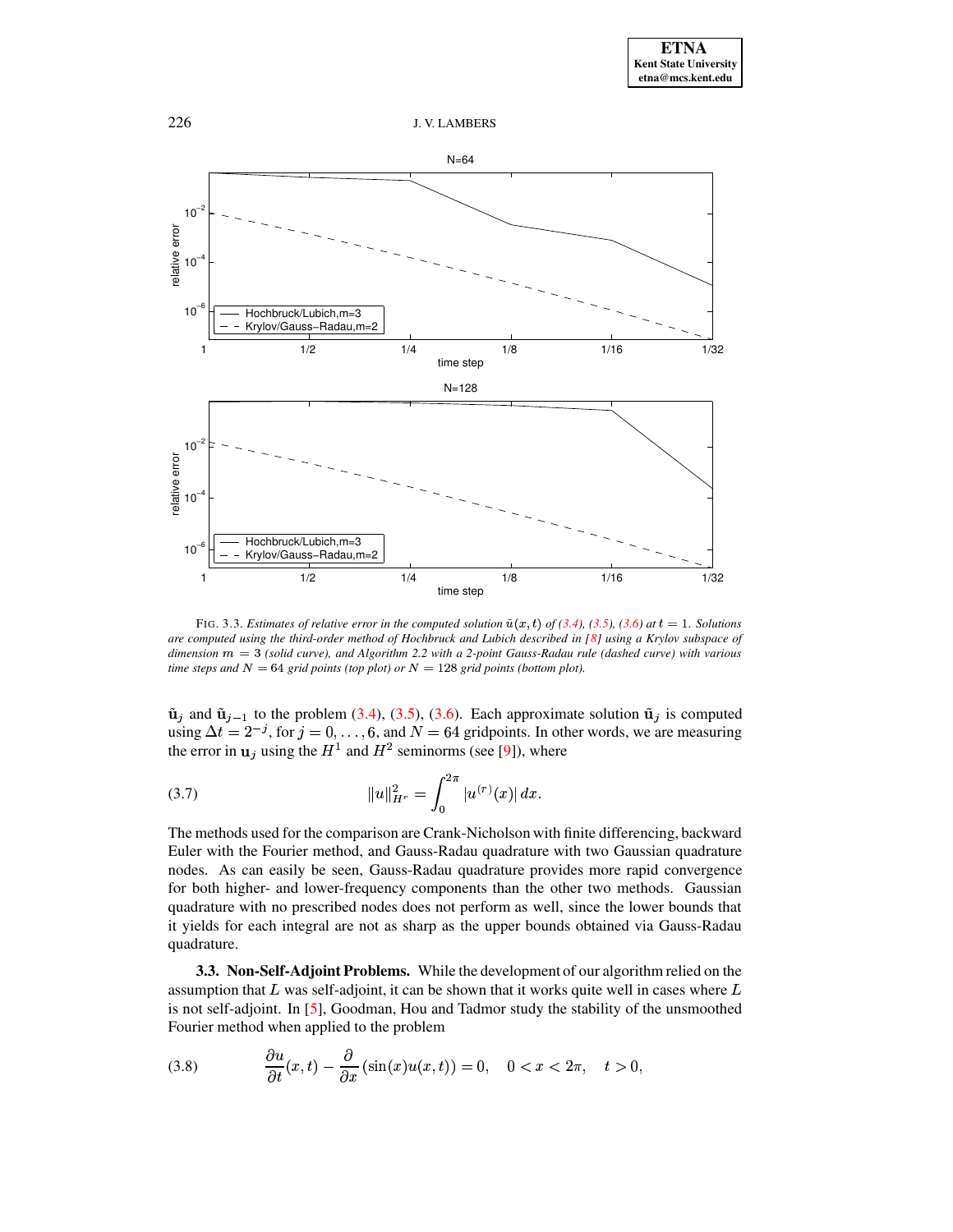FIG. 3.3. *Estimates of relative error in the computed solution $\tilde{u}(x,t)$ of (3.4), (3.5), (3.6) at $t = 1$. Solutions are computed using the third-order method of Hochbruck and Lubich described in [8] using a Krylov subspace of dimension $m = 3$ (solid curve), and Algorithm 2.2 with a 2-point Gauss-Radau rule (dashed curve) with various time steps and $N = 64$ grid points (top plot) or $N = 128$ grid points (bottom plot).*

$\tilde{\mathbf{u}}_j$ and $\tilde{\mathbf{u}}_{j-1}$ to the problem (3.4), (3.5), (3.6). Each approximate solution $\tilde{\mathbf{u}}_j$ is computed using $\Delta t = 2^{-j}$, for $j = 0, \ldots, 6$, and $N = 64$ gridpoints. In other words, we are measuring the error in $\mathbf{u}_j$ using the $H^1$ and $H^2$ seminorms (see [9]), where

$$\|u\|_{H^r}^2 = \int_0^{2\pi} |u^{(r)}(x)|\, dx. \tag{3.7}$$

The methods used for the comparison are Crank-Nicholson with finite differencing, backward Euler with the Fourier method, and Gauss-Radau quadrature with two Gaussian quadrature nodes. As can easily be seen, Gauss-Radau quadrature provides more rapid convergence for both higher- and lower-frequency components than the other two methods. Gaussian quadrature with no prescribed nodes does not perform as well, since the lower bounds that it yields for each integral are not as sharp as the upper bounds obtained via Gauss-Radau quadrature.

### 3.3. Non-Self-Adjoint Problems.

While the development of our algorithm relied on the assumption that $L$ was self-adjoint, it can be shown that it works quite well in cases where $L$ is not self-adjoint. In [5], Goodman, Hou and Tadmor study the stability of the unsmoothed Fourier method when applied to the problem

$$\frac{\partial u}{\partial t}(x,t) - \frac{\partial}{\partial x}(\sin(x)u(x,t)) = 0, \quad 0 < x < 2\pi, \quad t > 0, \tag{3.8}$$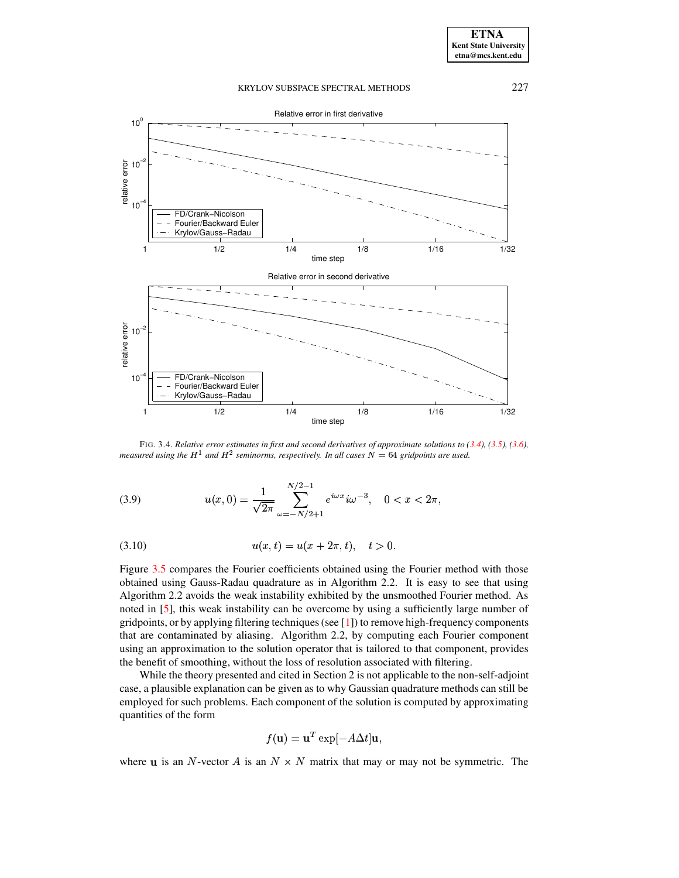FIG. 3.4. *Relative error estimates in first and second derivatives of approximate solutions to (3.4), (3.5), (3.6), measured using the $H^1$ and $H^2$ seminorms, respectively. In all cases $N = 64$ gridpoints are used.*

$$u(x,0) = \frac{1}{\sqrt{2\pi}} \sum_{\omega=-N/2+1}^{N/2-1} e^{i\omega x} i\omega^{-3}, \quad 0 < x < 2\pi, \tag{3.9}$$

$$u(x,t) = u(x+2\pi,t), \quad t > 0. \tag{3.10}$$

Figure 3.5 compares the Fourier coefficients obtained using the Fourier method with those obtained using Gauss-Radau quadrature as in Algorithm 2.2. It is easy to see that using Algorithm 2.2 avoids the weak instability exhibited by the unsmoothed Fourier method. As noted in [5], this weak instability can be overcome by using a sufficiently large number of gridpoints, or by applying filtering techniques (see [1]) to remove high-frequency components that are contaminated by aliasing. Algorithm 2.2, by computing each Fourier component using an approximation to the solution operator that is tailored to that component, provides the benefit of smoothing, without the loss of resolution associated with filtering.

While the theory presented and cited in Section 2 is not applicable to the non-self-adjoint case, a plausible explanation can be given as to why Gaussian quadrature methods can still be employed for such problems. Each component of the solution is computed by approximating quantities of the form

$$f(\mathbf{u}) = \mathbf{u}^T \exp[-A\Delta t]\mathbf{u},$$

where $\mathbf{u}$ is an $N$-vector $A$ is an $N \times N$ matrix that may or may not be symmetric. The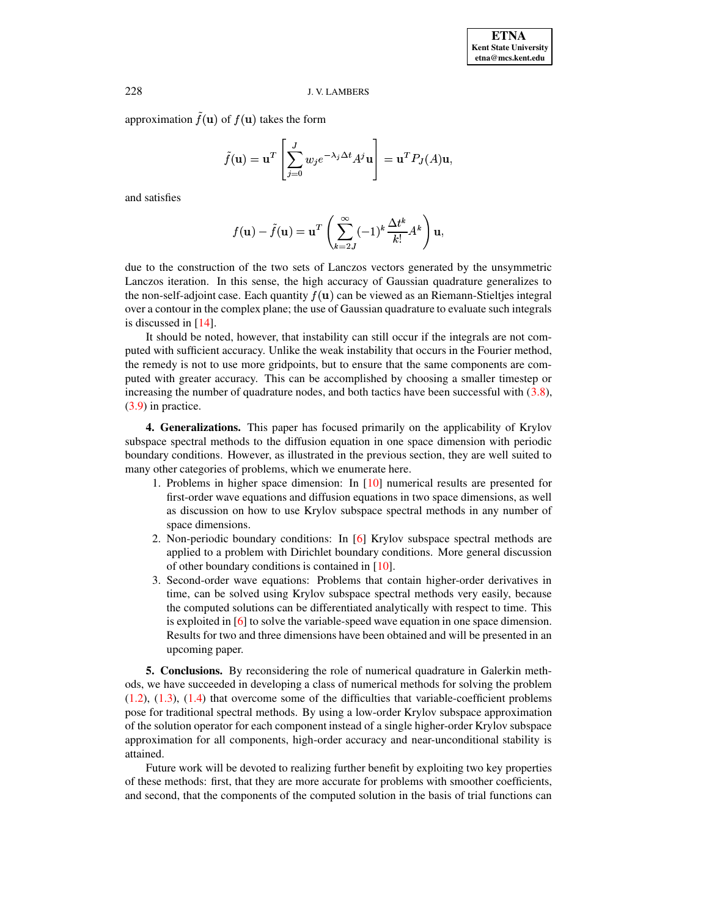approximation $\tilde{f}(\mathbf{u})$ of $f(\mathbf{u})$ takes the form

$$\tilde{f}(\mathbf{u}) = \mathbf{u}^T \left[ \sum_{j=0}^{J} w_j e^{-\lambda_j \Delta t} A^j \mathbf{u} \right] = \mathbf{u}^T P_J(A) \mathbf{u},$$

and satisfies

$$f(\mathbf{u}) - \tilde{f}(\mathbf{u}) = \mathbf{u}^T \left( \sum_{k=2J}^{\infty} (-1)^k \frac{\Delta t^k}{k!} A^k \right) \mathbf{u},$$

due to the construction of the two sets of Lanczos vectors generated by the unsymmetric Lanczos iteration. In this sense, the high accuracy of Gaussian quadrature generalizes to the non-self-adjoint case. Each quantity $f(\mathbf{u})$ can be viewed as an Riemann-Stieltjes integral over a contour in the complex plane; the use of Gaussian quadrature to evaluate such integrals is discussed in [14].

It should be noted, however, that instability can still occur if the integrals are not computed with sufficient accuracy. Unlike the weak instability that occurs in the Fourier method, the remedy is not to use more gridpoints, but to ensure that the same components are computed with greater accuracy. This can be accomplished by choosing a smaller timestep or increasing the number of quadrature nodes, and both tactics have been successful with (3.8), (3.9) in practice.

## 4. Generalizations.

This paper has focused primarily on the applicability of Krylov subspace spectral methods to the diffusion equation in one space dimension with periodic boundary conditions. However, as illustrated in the previous section, they are well suited to many other categories of problems, which we enumerate here.

1. Problems in higher space dimension: In [10] numerical results are presented for first-order wave equations and diffusion equations in two space dimensions, as well as discussion on how to use Krylov subspace spectral methods in any number of space dimensions.
2. Non-periodic boundary conditions: In [6] Krylov subspace spectral methods are applied to a problem with Dirichlet boundary conditions. More general discussion of other boundary conditions is contained in [10].
3. Second-order wave equations: Problems that contain higher-order derivatives in time, can be solved using Krylov subspace spectral methods very easily, because the computed solutions can be differentiated analytically with respect to time. This is exploited in [6] to solve the variable-speed wave equation in one space dimension. Results for two and three dimensions have been obtained and will be presented in an upcoming paper.

## 5. Conclusions.

By reconsidering the role of numerical quadrature in Galerkin methods, we have succeeded in developing a class of numerical methods for solving the problem (1.2), (1.3), (1.4) that overcome some of the difficulties that variable-coefficient problems pose for traditional spectral methods. By using a low-order Krylov subspace approximation of the solution operator for each component instead of a single higher-order Krylov subspace approximation for all components, high-order accuracy and near-unconditional stability is attained.

Future work will be devoted to realizing further benefit by exploiting two key properties of these methods: first, that they are more accurate for problems with smoother coefficients, and second, that the components of the computed solution in the basis of trial functions can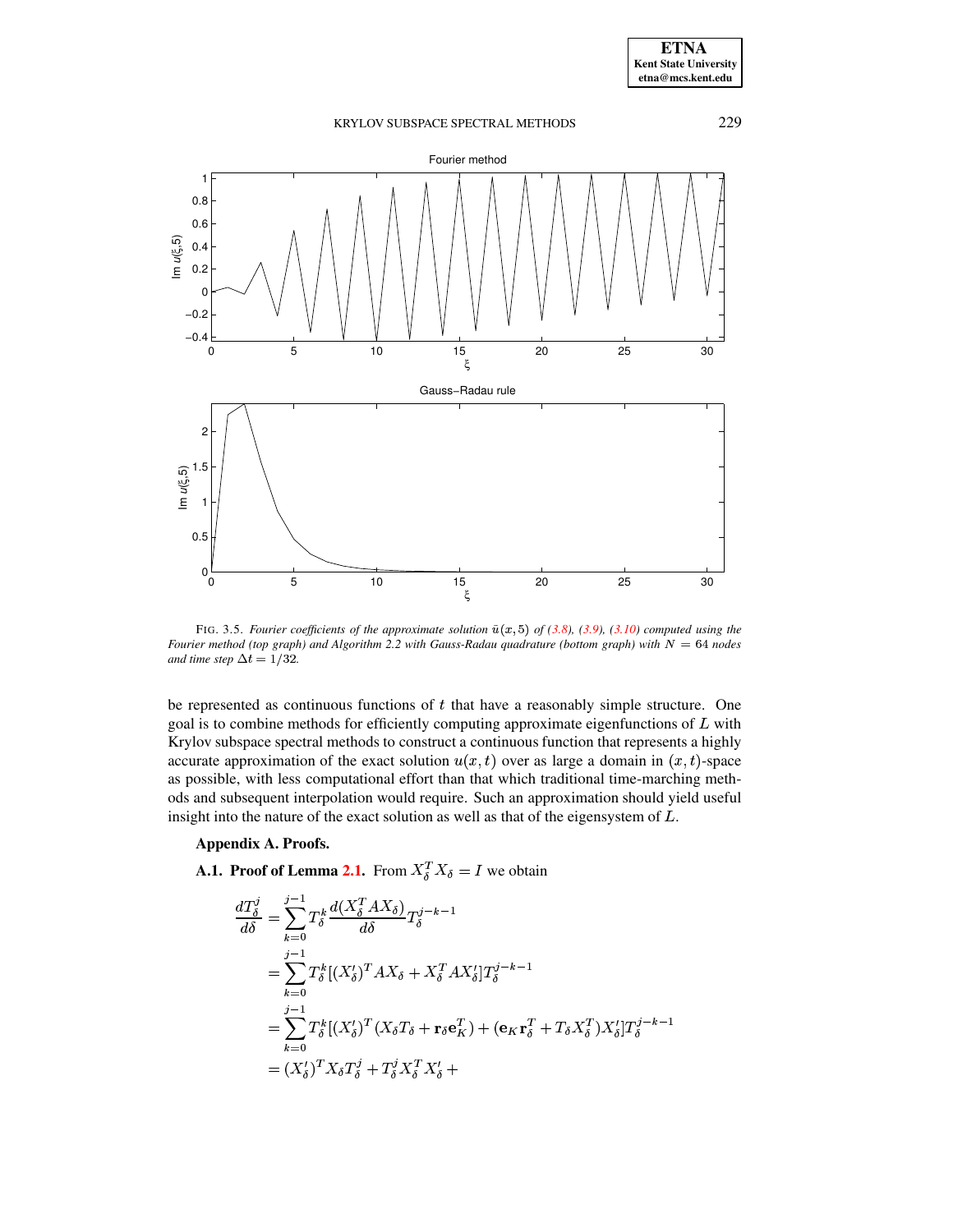FIG. 3.5. *Fourier coefficients of the approximate solution $\tilde{u}(x,5)$ of (3.8), (3.9), (3.10) computed using the Fourier method (top graph) and Algorithm 2.2 with Gauss-Radau quadrature (bottom graph) with $N = 64$ nodes and time step $\Delta t = 1/32$.*

be represented as continuous functions of $t$ that have a reasonably simple structure. One goal is to combine methods for efficiently computing approximate eigenfunctions of $L$ with Krylov subspace spectral methods to construct a continuous function that represents a highly accurate approximation of the exact solution $u(x,t)$ over as large a domain in $(x,t)$-space as possible, with less computational effort than that which traditional time-marching methods and subsequent interpolation would require. Such an approximation should yield useful insight into the nature of the exact solution as well as that of the eigensystem of $L$.

## Appendix A. Proofs.

**A.1. Proof of Lemma 2.1.** From $X_\delta^T X_\delta = I$ we obtain

$$
\begin{aligned}
\frac{dT_\delta^j}{d\delta} &= \sum_{k=0}^{j-1} T_\delta^k \frac{d(X_\delta^T A X_\delta)}{d\delta} T_\delta^{j-k-1} \\
&= \sum_{k=0}^{j-1} T_\delta^k [(X_\delta')^T A X_\delta + X_\delta^T A X_\delta'] T_\delta^{j-k-1} \\
&= \sum_{k=0}^{j-1} T_\delta^k [(X_\delta')^T (X_\delta T_\delta + \mathbf{r}_\delta \mathbf{e}_K^T) + (\mathbf{e}_K \mathbf{r}_\delta^T + T_\delta X_\delta^T) X_\delta'] T_\delta^{j-k-1} \\
&= (X_\delta')^T X_\delta T_\delta^j + T_\delta^j X_\delta^T X_\delta' +
\end{aligned}
$$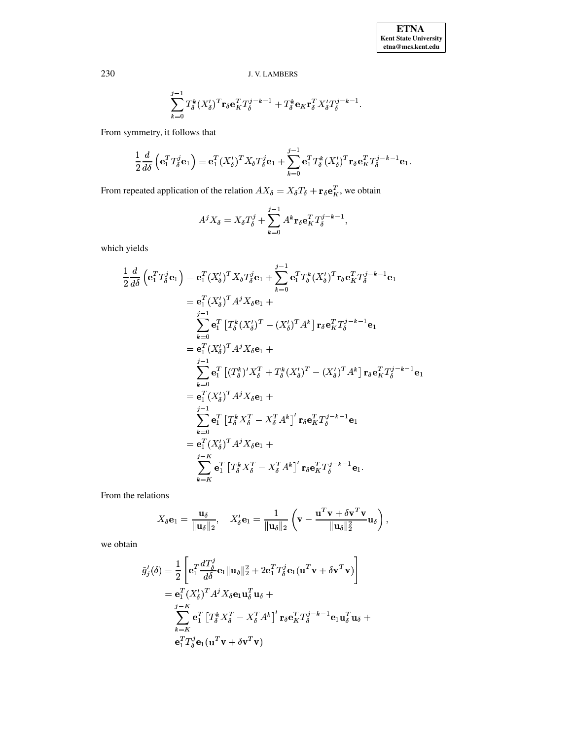$$\sum_{k=0}^{j-1} T_\delta^k (X_\delta')^T \mathbf{r}_\delta \mathbf{e}_K^T T_\delta^{j-k-1} + T_\delta^k \mathbf{e}_K \mathbf{r}_\delta^T X_\delta' T_\delta^{j-k-1}.$$

From symmetry, it follows that

$$\frac{1}{2}\frac{d}{d\delta}\left(\mathbf{e}_1^T T_\delta^j \mathbf{e}_1\right) = \mathbf{e}_1^T (X_\delta')^T X_\delta T_\delta^j \mathbf{e}_1 + \sum_{k=0}^{j-1} \mathbf{e}_1^T T_\delta^k (X_\delta')^T \mathbf{r}_\delta \mathbf{e}_K^T T_\delta^{j-k-1} \mathbf{e}_1.$$

From repeated application of the relation $AX_\delta = X_\delta T_\delta + \mathbf{r}_\delta \mathbf{e}_K^T$, we obtain

$$A^j X_\delta = X_\delta T_\delta^j + \sum_{k=0}^{j-1} A^k \mathbf{r}_\delta \mathbf{e}_K^T T_\delta^{j-k-1},$$

which yields

$$\begin{aligned}
\frac{1}{2}\frac{d}{d\delta}\left(\mathbf{e}_1^T T_\delta^j \mathbf{e}_1\right) &= \mathbf{e}_1^T (X_\delta')^T X_\delta T_\delta^j \mathbf{e}_1 + \sum_{k=0}^{j-1} \mathbf{e}_1^T T_\delta^k (X_\delta')^T \mathbf{r}_\delta \mathbf{e}_K^T T_\delta^{j-k-1} \mathbf{e}_1 \\
&= \mathbf{e}_1^T (X_\delta')^T A^j X_\delta \mathbf{e}_1 + \\
&\quad \sum_{k=0}^{j-1} \mathbf{e}_1^T \left[T_\delta^k (X_\delta')^T - (X_\delta')^T A^k\right] \mathbf{r}_\delta \mathbf{e}_K^T T_\delta^{j-k-1} \mathbf{e}_1 \\
&= \mathbf{e}_1^T (X_\delta')^T A^j X_\delta \mathbf{e}_1 + \\
&\quad \sum_{k=0}^{j-1} \mathbf{e}_1^T \left[(T_\delta^k)' X_\delta^T + T_\delta^k (X_\delta')^T - (X_\delta')^T A^k\right] \mathbf{r}_\delta \mathbf{e}_K^T T_\delta^{j-k-1} \mathbf{e}_1 \\
&= \mathbf{e}_1^T (X_\delta')^T A^j X_\delta \mathbf{e}_1 + \\
&\quad \sum_{k=0}^{j-1} \mathbf{e}_1^T \left[T_\delta^k X_\delta^T - X_\delta^T A^k\right]' \mathbf{r}_\delta \mathbf{e}_K^T T_\delta^{j-k-1} \mathbf{e}_1 \\
&= \mathbf{e}_1^T (X_\delta')^T A^j X_\delta \mathbf{e}_1 + \\
&\quad \sum_{k=K}^{j-K} \mathbf{e}_1^T \left[T_\delta^k X_\delta^T - X_\delta^T A^k\right]' \mathbf{r}_\delta \mathbf{e}_K^T T_\delta^{j-k-1} \mathbf{e}_1.
\end{aligned}$$

From the relations

$$X_\delta \mathbf{e}_1 = \frac{\mathbf{u}_\delta}{\|\mathbf{u}_\delta\|_2}, \quad X_\delta' \mathbf{e}_1 = \frac{1}{\|\mathbf{u}_\delta\|_2}\left(\mathbf{v} - \frac{\mathbf{u}^T\mathbf{v} + \delta \mathbf{v}^T \mathbf{v}}{\|\mathbf{u}_\delta\|_2^2}\mathbf{u}_\delta\right),$$

we obtain

$$\begin{aligned}
\tilde{g}_j'(\delta) &= \frac{1}{2}\left[\mathbf{e}_1^T \frac{dT_\delta^j}{d\delta}\mathbf{e}_1 \|\mathbf{u}_\delta\|_2^2 + 2\mathbf{e}_1^T T_\delta^j \mathbf{e}_1 (\mathbf{u}^T\mathbf{v} + \delta \mathbf{v}^T \mathbf{v})\right] \\
&= \mathbf{e}_1^T (X_\delta')^T A^j X_\delta \mathbf{e}_1 \mathbf{u}_\delta^T \mathbf{u}_\delta + \\
&\quad \sum_{k=K}^{j-K} \mathbf{e}_1^T \left[T_\delta^k X_\delta^T - X_\delta^T A^k\right]' \mathbf{r}_\delta \mathbf{e}_K^T T_\delta^{j-k-1} \mathbf{e}_1 \mathbf{u}_\delta^T \mathbf{u}_\delta + \\
&\quad \mathbf{e}_1^T T_\delta^j \mathbf{e}_1 (\mathbf{u}^T\mathbf{v} + \delta \mathbf{v}^T \mathbf{v})
\end{aligned}$$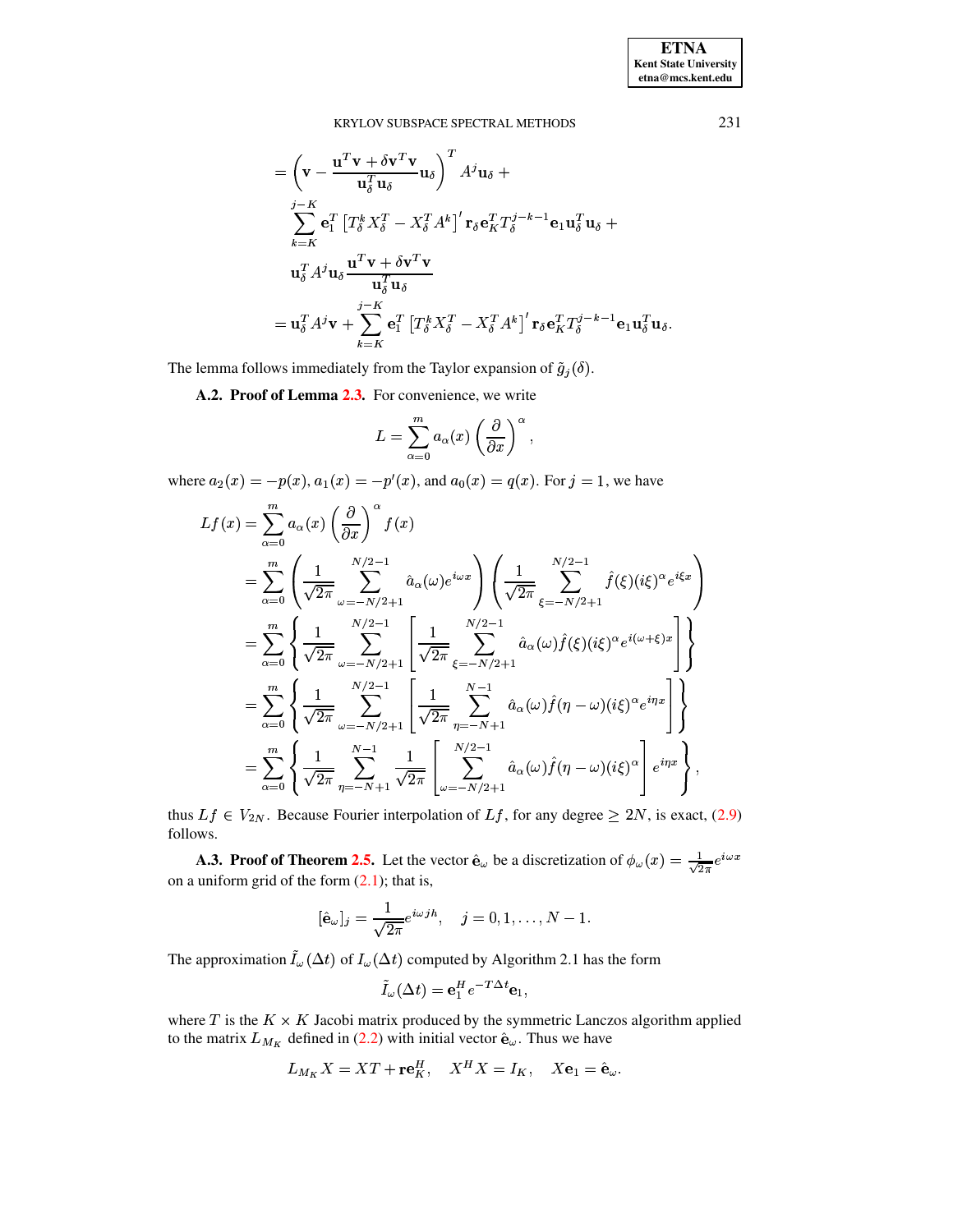$$
\begin{aligned}
&= \left( \mathbf{v} - \frac{\mathbf{u}^T\mathbf{v} + \delta \mathbf{v}^T\mathbf{v}}{\mathbf{u}_\delta^T\mathbf{u}_\delta}\mathbf{u}_\delta \right)^T A^j \mathbf{u}_\delta + \\
&\quad \sum_{k=K}^{j-K} \mathbf{e}_1^T \left[ T_\delta^k X_\delta^T - X_\delta^T A^k \right]' \mathbf{r}_\delta \mathbf{e}_K^T T_\delta^{j-k-1} \mathbf{e}_1 \mathbf{u}_\delta^T \mathbf{u}_\delta + \\
&\quad \mathbf{u}_\delta^T A^j \mathbf{u}_\delta \frac{\mathbf{u}^T\mathbf{v} + \delta \mathbf{v}^T\mathbf{v}}{\mathbf{u}_\delta^T\mathbf{u}_\delta} \\
&= \mathbf{u}_\delta^T A^j \mathbf{v} + \sum_{k=K}^{j-K} \mathbf{e}_1^T \left[ T_\delta^k X_\delta^T - X_\delta^T A^k \right]' \mathbf{r}_\delta \mathbf{e}_K^T T_\delta^{j-k-1} \mathbf{e}_1 \mathbf{u}_\delta^T \mathbf{u}_\delta.
\end{aligned}
$$

The lemma follows immediately from the Taylor expansion of $\tilde{g}_j(\delta)$.

**A.2. Proof of Lemma 2.3.** For convenience, we write

$$
L = \sum_{\alpha=0}^{m} a_\alpha(x) \left( \frac{\partial}{\partial x} \right)^\alpha,
$$

where $a_2(x) = -p(x)$, $a_1(x) = -p'(x)$, and $a_0(x) = q(x)$. For $j = 1$, we have

$$
\begin{aligned}
Lf(x) &= \sum_{\alpha=0}^{m} a_\alpha(x) \left( \frac{\partial}{\partial x} \right)^\alpha f(x) \\
&= \sum_{\alpha=0}^{m} \left( \frac{1}{\sqrt{2\pi}} \sum_{\omega=-N/2+1}^{N/2-1} \hat{a}_\alpha(\omega) e^{i\omega x} \right) \left( \frac{1}{\sqrt{2\pi}} \sum_{\xi=-N/2+1}^{N/2-1} \hat{f}(\xi) (i\xi)^\alpha e^{i\xi x} \right) \\
&= \sum_{\alpha=0}^{m} \left\{ \frac{1}{\sqrt{2\pi}} \sum_{\omega=-N/2+1}^{N/2-1} \left[ \frac{1}{\sqrt{2\pi}} \sum_{\xi=-N/2+1}^{N/2-1} \hat{a}_\alpha(\omega) \hat{f}(\xi) (i\xi)^\alpha e^{i(\omega+\xi)x} \right] \right\} \\
&= \sum_{\alpha=0}^{m} \left\{ \frac{1}{\sqrt{2\pi}} \sum_{\omega=-N/2+1}^{N/2-1} \left[ \frac{1}{\sqrt{2\pi}} \sum_{\eta=-N+1}^{N-1} \hat{a}_\alpha(\omega) \hat{f}(\eta-\omega) (i\xi)^\alpha e^{i\eta x} \right] \right\} \\
&= \sum_{\alpha=0}^{m} \left\{ \frac{1}{\sqrt{2\pi}} \sum_{\eta=-N+1}^{N-1} \frac{1}{\sqrt{2\pi}} \left[ \sum_{\omega=-N/2+1}^{N/2-1} \hat{a}_\alpha(\omega) \hat{f}(\eta-\omega) (i\xi)^\alpha \right] e^{i\eta x} \right\},
\end{aligned}
$$

thus $Lf \in V_{2N}$. Because Fourier interpolation of $Lf$, for any degree $\geq 2N$, is exact, (2.9) follows.

**A.3. Proof of Theorem 2.5.** Let the vector $\hat{\mathbf{e}}_\omega$ be a discretization of $\phi_\omega(x) = \frac{1}{\sqrt{2\pi}} e^{i\omega x}$ on a uniform grid of the form (2.1); that is,

$$
[\hat{\mathbf{e}}_\omega]_j = \frac{1}{\sqrt{2\pi}} e^{i\omega jh}, \quad j = 0, 1, \ldots, N-1.
$$

The approximation $\tilde{I}_\omega(\Delta t)$ of $I_\omega(\Delta t)$ computed by Algorithm 2.1 has the form

$$
\tilde{I}_\omega(\Delta t) = \mathbf{e}_1^H e^{-T\Delta t} \mathbf{e}_1,
$$

where $T$ is the $K \times K$ Jacobi matrix produced by the symmetric Lanczos algorithm applied to the matrix $L_{M_K}$ defined in (2.2) with initial vector $\hat{\mathbf{e}}_\omega$. Thus we have

$$
L_{M_K} X = XT + \mathbf{r}\mathbf{e}_K^H, \quad X^H X = I_K, \quad X\mathbf{e}_1 = \hat{\mathbf{e}}_\omega.
$$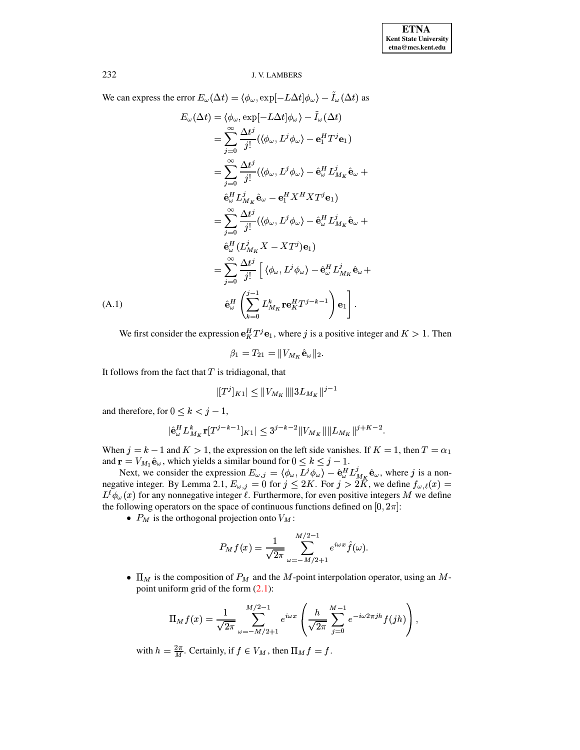We can express the error $E_\omega(\Delta t) = \langle \phi_\omega, \exp[-L\Delta t]\phi_\omega\rangle - \tilde{I}_\omega(\Delta t)$ as

$$
\begin{aligned}
E_\omega(\Delta t) &= \langle \phi_\omega, \exp[-L\Delta t]\phi_\omega\rangle - \tilde{I}_\omega(\Delta t) \\
&= \sum_{j=0}^{\infty} \frac{\Delta t^j}{j!}(\langle \phi_\omega, L^j \phi_\omega\rangle - \mathbf{e}_1^H T^j \mathbf{e}_1) \\
&= \sum_{j=0}^{\infty} \frac{\Delta t^j}{j!}(\langle \phi_\omega, L^j \phi_\omega\rangle - \hat{\mathbf{e}}_\omega^H L_{M_K}^j \hat{\mathbf{e}}_\omega + \\
&\qquad \hat{\mathbf{e}}_\omega^H L_{M_K}^j \hat{\mathbf{e}}_\omega - \mathbf{e}_1^H X^H X T^j \mathbf{e}_1) \\
&= \sum_{j=0}^{\infty} \frac{\Delta t^j}{j!}(\langle \phi_\omega, L^j \phi_\omega\rangle - \hat{\mathbf{e}}_\omega^H L_{M_K}^j \hat{\mathbf{e}}_\omega + \\
&\qquad \hat{\mathbf{e}}_\omega^H (L_{M_K}^j X - X T^j)\mathbf{e}_1) \\
&= \sum_{j=0}^{\infty} \frac{\Delta t^j}{j!}\Big[\langle \phi_\omega, L^j \phi_\omega\rangle - \hat{\mathbf{e}}_\omega^H L_{M_K}^j \hat{\mathbf{e}}_\omega + \\
&\qquad \hat{\mathbf{e}}_\omega^H \left(\sum_{k=0}^{j-1} L_{M_K}^k \mathbf{r} \mathbf{e}_K^H T^{j-k-1}\right)\mathbf{e}_1\Big].
\end{aligned}
\tag{A.1}
$$

We first consider the expression $\mathbf{e}_K^H T^j \mathbf{e}_1$, where $j$ is a positive integer and $K > 1$. Then

$$
\beta_1 = T_{21} = \|V_{M_K}\hat{\mathbf{e}}_\omega\|_2.
$$

It follows from the fact that $T$ is tridiagonal, that

$$
|[T^j]_{K1}| \le \|V_{M_K}\|\|3L_{M_K}\|^{j-1}
$$

and therefore, for $0 \le k < j-1$,

$$
|\hat{\mathbf{e}}_\omega^H L_{M_K}^k \mathbf{r}[T^{j-k-1}]_{K1}| \le 3^{j-k-2}\|V_{M_K}\|\|L_{M_K}\|^{j+K-2}.
$$

When $j = k-1$ and $K > 1$, the expression on the left side vanishes. If $K = 1$, then $T = \alpha_1$ and $\mathbf{r} = V_{M_1}\hat{\mathbf{e}}_\omega$, which yields a similar bound for $0 \le k \le j-1$.

Next, we consider the expression $E_{\omega,j} = \langle \phi_\omega, L^j\phi_\omega\rangle - \hat{\mathbf{e}}_\omega^H L_{M_K}^j \hat{\mathbf{e}}_\omega$, where $j$ is a non-negative integer. By Lemma 2.1, $E_{\omega,j} = 0$ for $j \le 2K$. For $j > 2K$, we define $f_{\omega,\ell}(x) = L^\ell \phi_\omega(x)$ for any nonnegative integer $\ell$. Furthermore, for even positive integers $M$ we define the following operators on the space of continuous functions defined on $[0, 2\pi]$:

- $P_M$ is the orthogonal projection onto $V_M$:

$$
P_M f(x) = \frac{1}{\sqrt{2\pi}} \sum_{\omega=-M/2+1}^{M/2-1} e^{i\omega x}\hat{f}(\omega).
$$

- $\Pi_M$ is the composition of $P_M$ and the $M$-point interpolation operator, using an $M$-point uniform grid of the form (2.1):

$$
\Pi_M f(x) = \frac{1}{\sqrt{2\pi}} \sum_{\omega=-M/2+1}^{M/2-1} e^{i\omega x}\left(\frac{h}{\sqrt{2\pi}}\sum_{j=0}^{M-1} e^{-i\omega 2\pi jh} f(jh)\right),
$$

  with $h = \frac{2\pi}{M}$. Certainly, if $f \in V_M$, then $\Pi_M f = f$.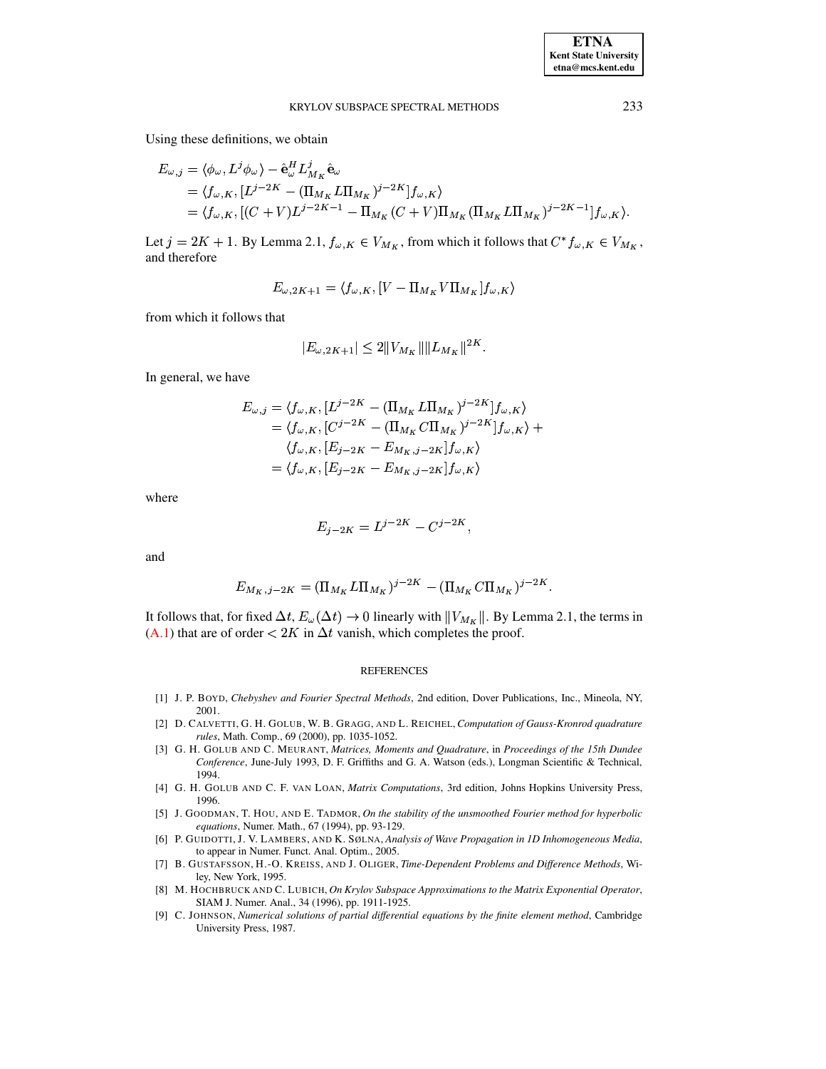Using these definitions, we obtain

$$
\begin{aligned}
E_{\omega,j} &= \langle \phi_\omega, L^j \phi_\omega \rangle - \hat{\mathbf{e}}_\omega^H L_{M_K}^j \hat{\mathbf{e}}_\omega \\
&= \langle f_{\omega,K}, [L^{j-2K} - (\Pi_{M_K} L \Pi_{M_K})^{j-2K}] f_{\omega,K} \rangle \\
&= \langle f_{\omega,K}, [(C+V)L^{j-2K-1} - \Pi_{M_K}(C+V)\Pi_{M_K}(\Pi_{M_K} L \Pi_{M_K})^{j-2K-1}] f_{\omega,K} \rangle.
\end{aligned}
$$

Let $j = 2K+1$. By Lemma 2.1, $f_{\omega,K} \in V_{M_K}$, from which it follows that $C^* f_{\omega,K} \in V_{M_K}$, and therefore

$$
E_{\omega,2K+1} = \langle f_{\omega,K}, [V - \Pi_{M_K} V \Pi_{M_K}] f_{\omega,K} \rangle
$$

from which it follows that

$$
|E_{\omega,2K+1}| \leq 2\|V_{M_K}\| \|L_{M_K}\|^{2K}.
$$

In general, we have

$$
\begin{aligned}
E_{\omega,j} &= \langle f_{\omega,K}, [L^{j-2K} - (\Pi_{M_K} L \Pi_{M_K})^{j-2K}] f_{\omega,K} \rangle \\
&= \langle f_{\omega,K}, [C^{j-2K} - (\Pi_{M_K} C \Pi_{M_K})^{j-2K}] f_{\omega,K} \rangle + \\
&\quad \langle f_{\omega,K}, [E_{j-2K} - E_{M_K,j-2K}] f_{\omega,K} \rangle \\
&= \langle f_{\omega,K}, [E_{j-2K} - E_{M_K,j-2K}] f_{\omega,K} \rangle
\end{aligned}
$$

where

$$
E_{j-2K} = L^{j-2K} - C^{j-2K},
$$

and

$$
E_{M_K,j-2K} = (\Pi_{M_K} L \Pi_{M_K})^{j-2K} - (\Pi_{M_K} C \Pi_{M_K})^{j-2K}.
$$

It follows that, for fixed $\Delta t$, $E_\omega(\Delta t) \to 0$ linearly with $\|V_{M_K}\|$. By Lemma 2.1, the terms in (A.1) that are of order $< 2K$ in $\Delta t$ vanish, which completes the proof.

## REFERENCES

[1] J. P. Boyd, *Chebyshev and Fourier Spectral Methods*, 2nd edition, Dover Publications, Inc., Mineola, NY, 2001.

[2] D. Calvetti, G. H. Golub, W. B. Gragg, and L. Reichel, *Computation of Gauss-Kronrod quadrature rules*, Math. Comp., 69 (2000), pp. 1035-1052.

[3] G. H. Golub and C. Meurant, *Matrices, Moments and Quadrature*, in *Proceedings of the 15th Dundee Conference*, June-July 1993, D. F. Griffiths and G. A. Watson (eds.), Longman Scientific & Technical, 1994.

[4] G. H. Golub and C. F. van Loan, *Matrix Computations*, 3rd edition, Johns Hopkins University Press, 1996.

[5] J. Goodman, T. Hou, and E. Tadmor, *On the stability of the unsmoothed Fourier method for hyperbolic equations*, Numer. Math., 67 (1994), pp. 93-129.

[6] P. Guidotti, J. V. Lambers, and K. Sølna, *Analysis of Wave Propagation in 1D Inhomogeneous Media*, to appear in Numer. Funct. Anal. Optim., 2005.

[7] B. Gustafsson, H.-O. Kreiss, and J. Oliger, *Time-Dependent Problems and Difference Methods*, Wiley, New York, 1995.

[8] M. Hochbruck and C. Lubich, *On Krylov Subspace Approximations to the Matrix Exponential Operator*, SIAM J. Numer. Anal., 34 (1996), pp. 1911-1925.

[9] C. Johnson, *Numerical solutions of partial differential equations by the finite element method*, Cambridge University Press, 1987.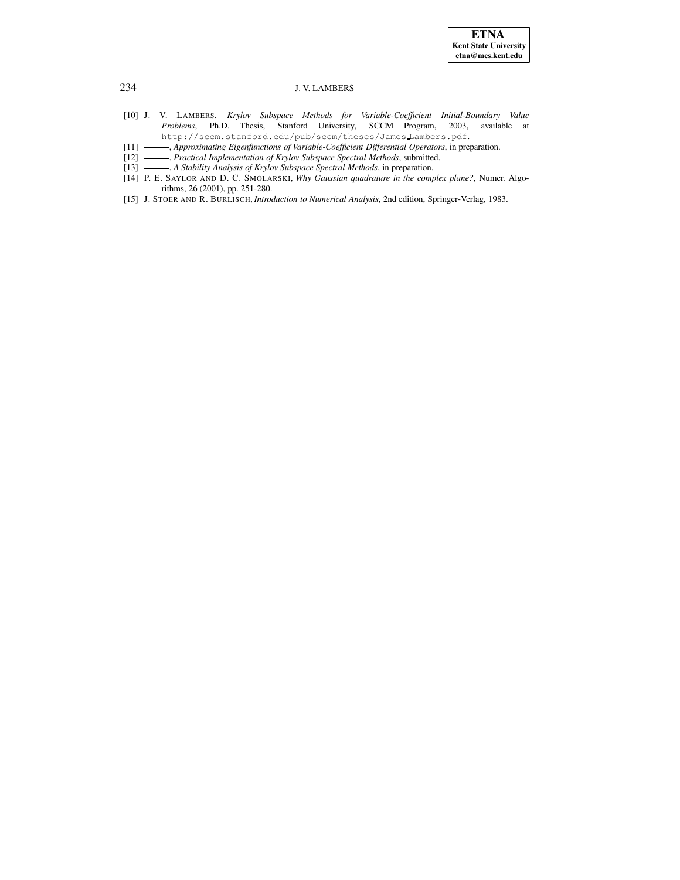[10] J. V. LAMBERS, *Krylov Subspace Methods for Variable-Coefficient Initial-Boundary Value Problems*, Ph.D. Thesis, Stanford University, SCCM Program, 2003, available at `http://sccm.stanford.edu/pub/sccm/theses/James_Lambers.pdf`.

[11] ———, *Approximating Eigenfunctions of Variable-Coefficient Differential Operators*, in preparation.

[12] ———, *Practical Implementation of Krylov Subspace Spectral Methods*, submitted.

[13] ———, *A Stability Analysis of Krylov Subspace Spectral Methods*, in preparation.

[14] P. E. SAYLOR AND D. C. SMOLARSKI, *Why Gaussian quadrature in the complex plane?*, Numer. Algorithms, 26 (2001), pp. 251-280.

[15] J. STOER AND R. BURLISCH, *Introduction to Numerical Analysis*, 2nd edition, Springer-Verlag, 1983.